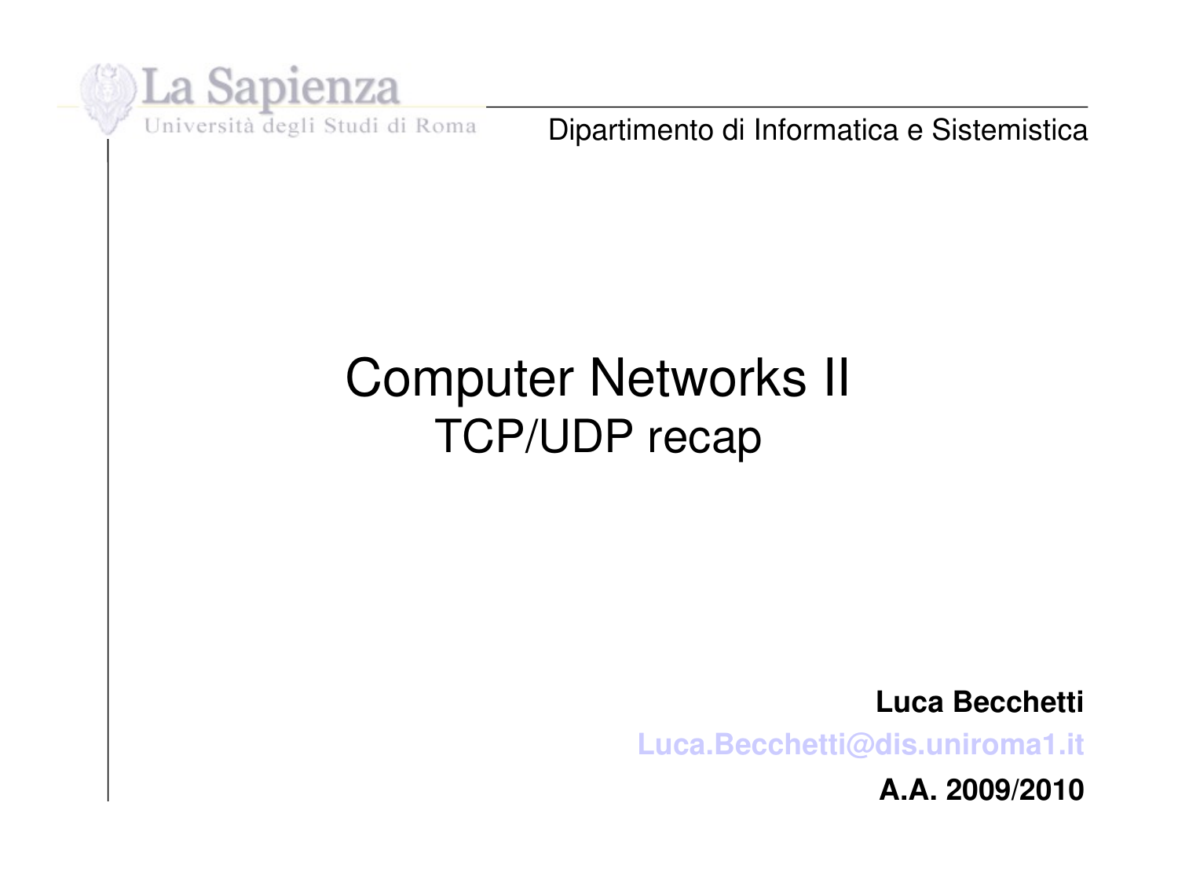La Sapienza

Università degli Studi di Roma

Dipartimento di Informatica e Sistemistica

# Computer Networks II

## TCP/UDP recap

**Luca Becchetti**

**Luca.Becchetti@dis.uniroma1.it**

**A.A. 2009/2010**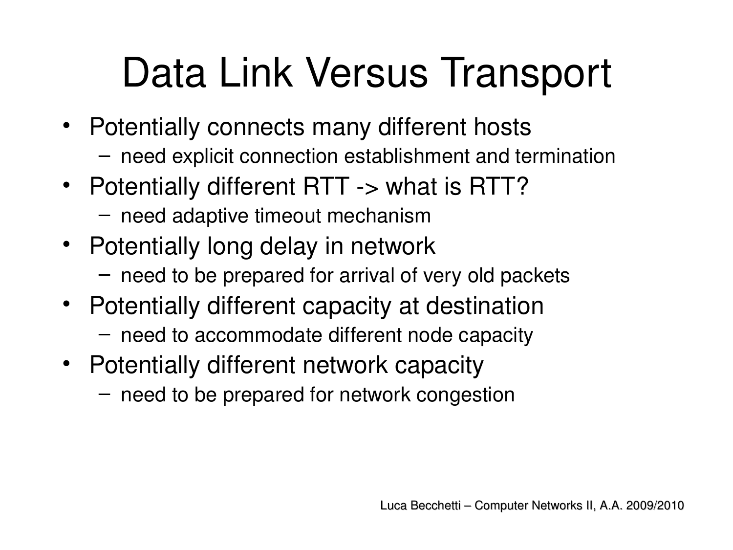# Data Link Versus Transport

- Potentially connects many different hosts
  - need explicit connection establishment and termination
- Potentially different RTT -> what is RTT?
  - need adaptive timeout mechanism
- Potentially long delay in network
  - need to be prepared for arrival of very old packets
- Potentially different capacity at destination
  - need to accommodate different node capacity
- Potentially different network capacity
  - need to be prepared for network congestion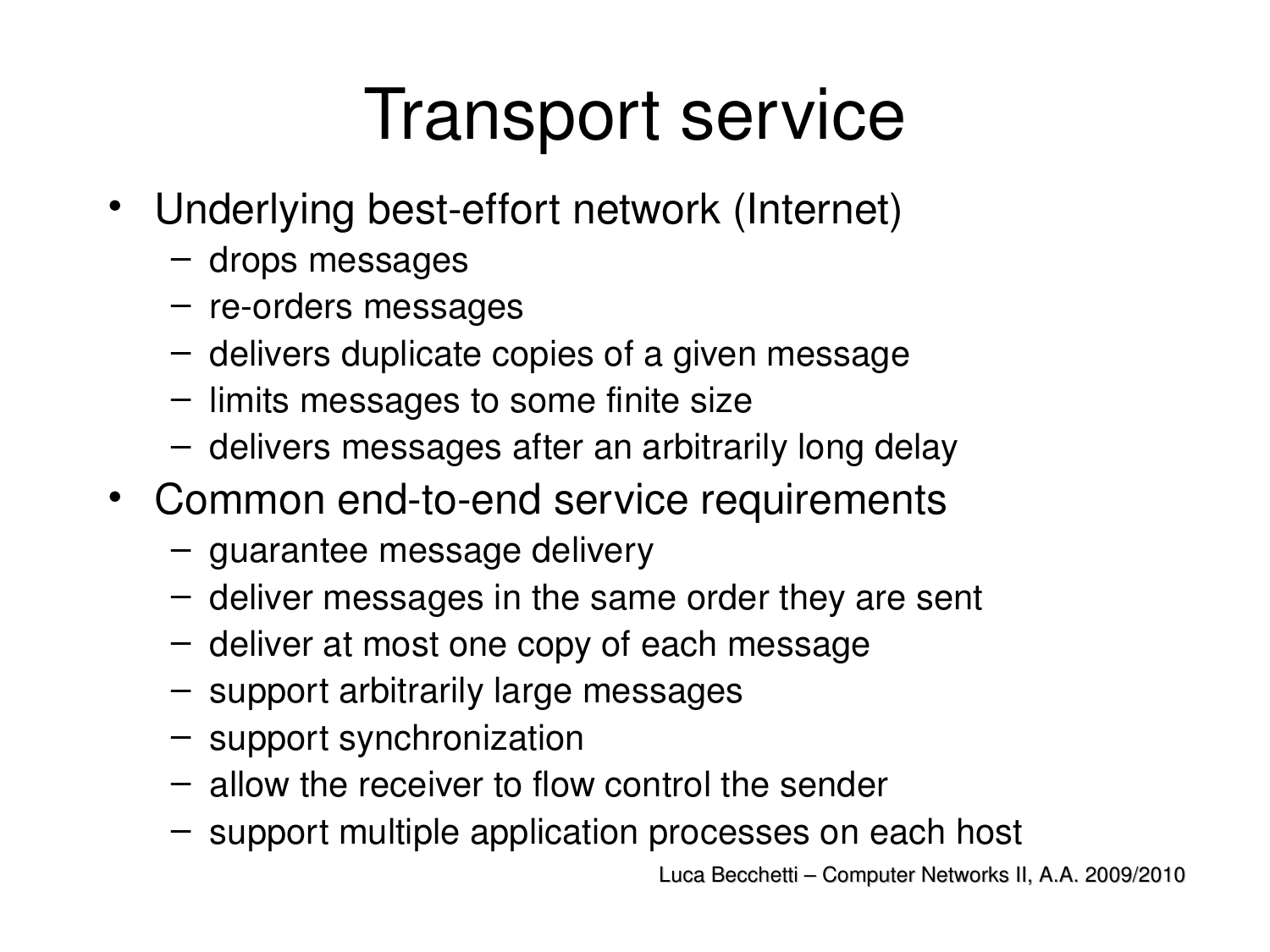# Transport service

- Underlying best-effort network (Internet)
  - drops messages
  - re-orders messages
  - delivers duplicate copies of a given message
  - limits messages to some finite size
  - delivers messages after an arbitrarily long delay
- Common end-to-end service requirements
  - guarantee message delivery
  - deliver messages in the same order they are sent
  - deliver at most one copy of each message
  - support arbitrarily large messages
  - support synchronization
  - allow the receiver to flow control the sender
  - support multiple application processes on each host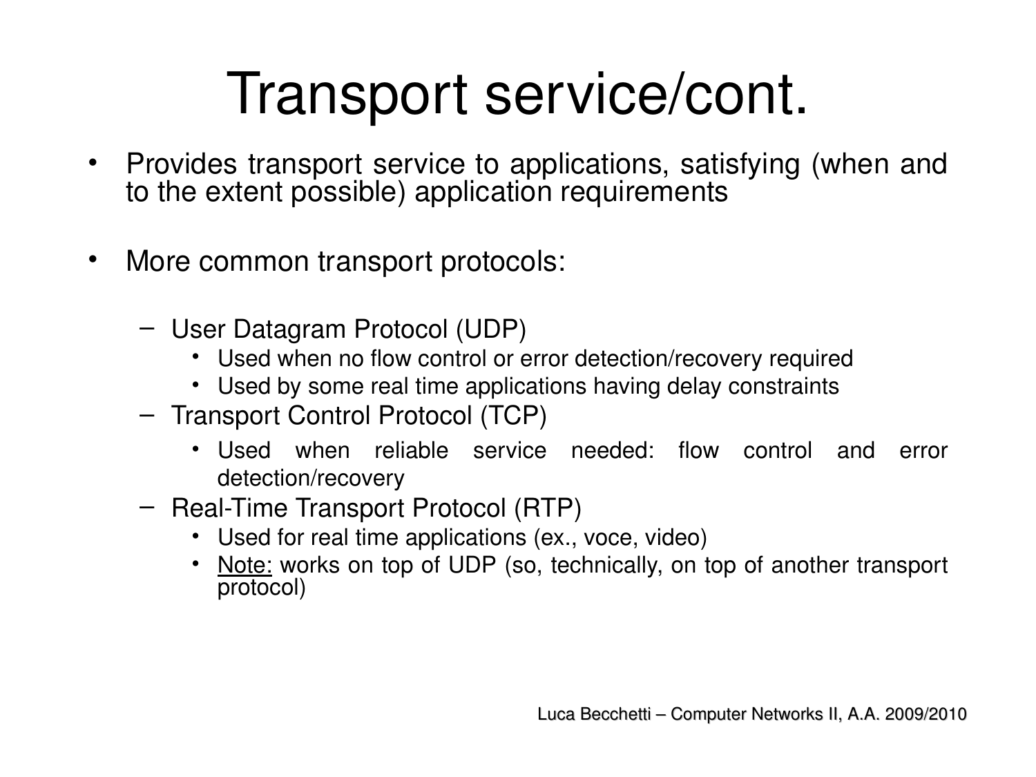# Transport service/cont.

- Provides transport service to applications, satisfying (when and to the extent possible) application requirements

- More common transport protocols:
  - User Datagram Protocol (UDP)
    - Used when no flow control or error detection/recovery required
    - Used by some real time applications having delay constraints
  - Transport Control Protocol (TCP)
    - Used when reliable service needed: flow control and error detection/recovery
  - Real-Time Transport Protocol (RTP)
    - Used for real time applications (ex., voce, video)
    - Note: works on top of UDP (so, technically, on top of another transport protocol)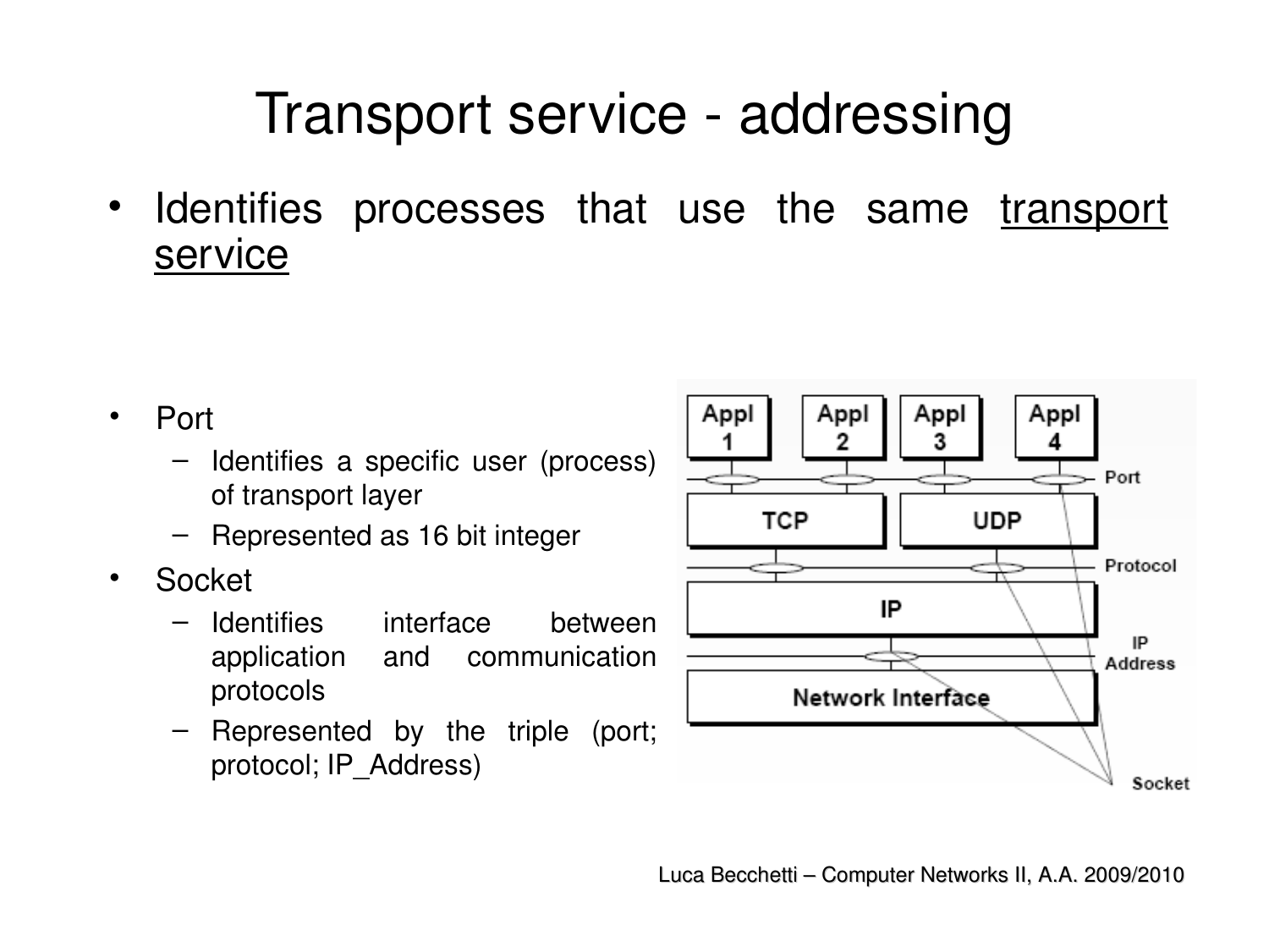# Transport service - addressing

- Identifies processes that use the same transport service

- Port
  - Identifies a specific user (process) of transport layer
  - Represented as 16 bit integer
- Socket
  - Identifies interface between application and communication protocols
  - Represented by the triple (port; protocol; IP_Address)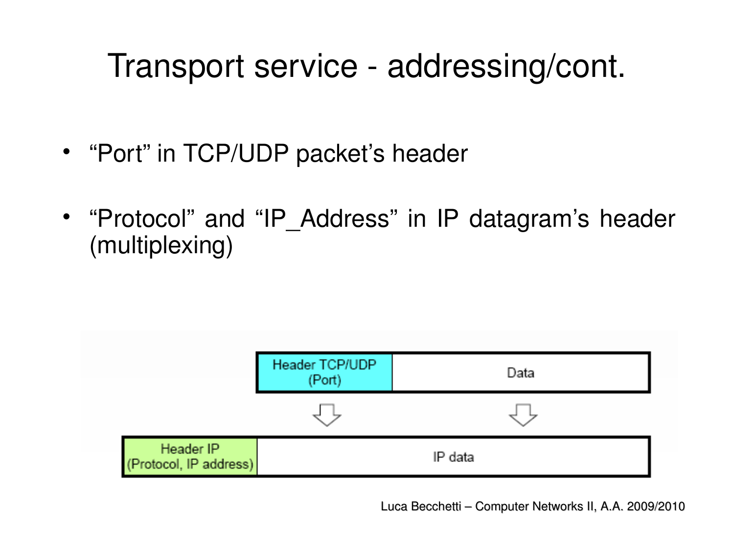# Transport service - addressing/cont.

- "Port" in TCP/UDP packet's header
- "Protocol" and "IP_Address" in IP datagram's header (multiplexing)

| Header TCP/UDP (Port) | Data |
|---|---|

⇩

| Header IP (Protocol, IP address) | IP data |
|---|---|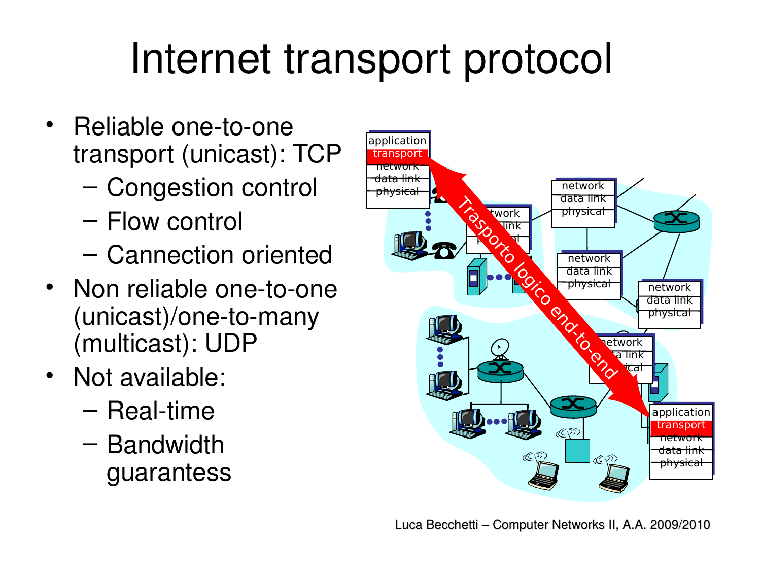# Internet transport protocol

- Reliable one-to-one transport (unicast): TCP
  - Congestion control
  - Flow control
  - Cannection oriented
- Non reliable one-to-one (unicast)/one-to-many (multicast): UDP
- Not available:
  - Real-time
  - Bandwidth guarantess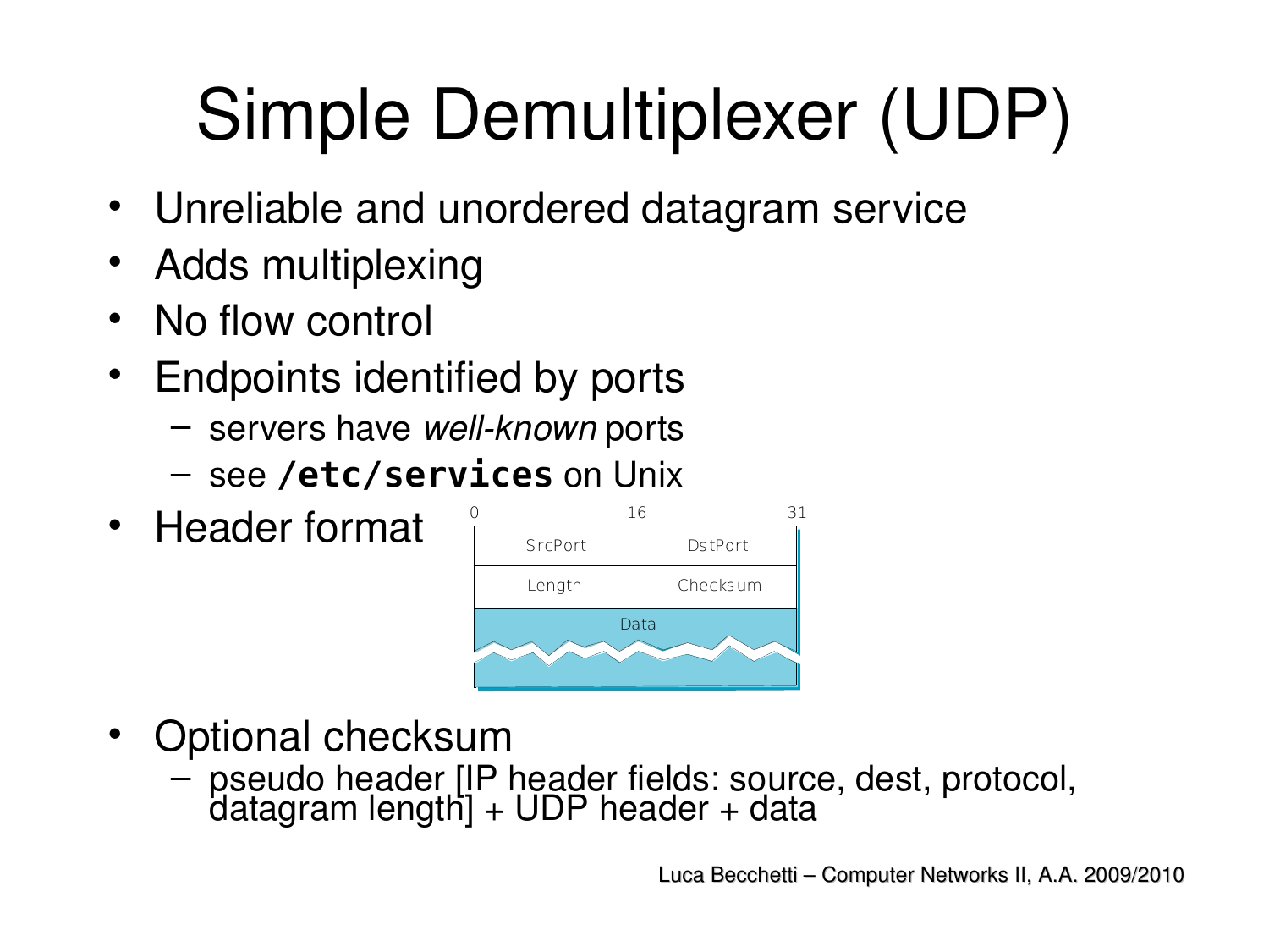# Simple Demultiplexer (UDP)

- Unreliable and unordered datagram service
- Adds multiplexing
- No flow control
- Endpoints identified by ports
  - servers have *well-known* ports
  - see **`/etc/services`** on Unix
- Header format

| 0 | 16 | 31 |
|---|---|---|
| SrcPort | DstPort | |
| Length | Checksum | |
| Data | | |

- Optional checksum
  - pseudo header [IP header fields: source, dest, protocol, datagram length] + UDP header + data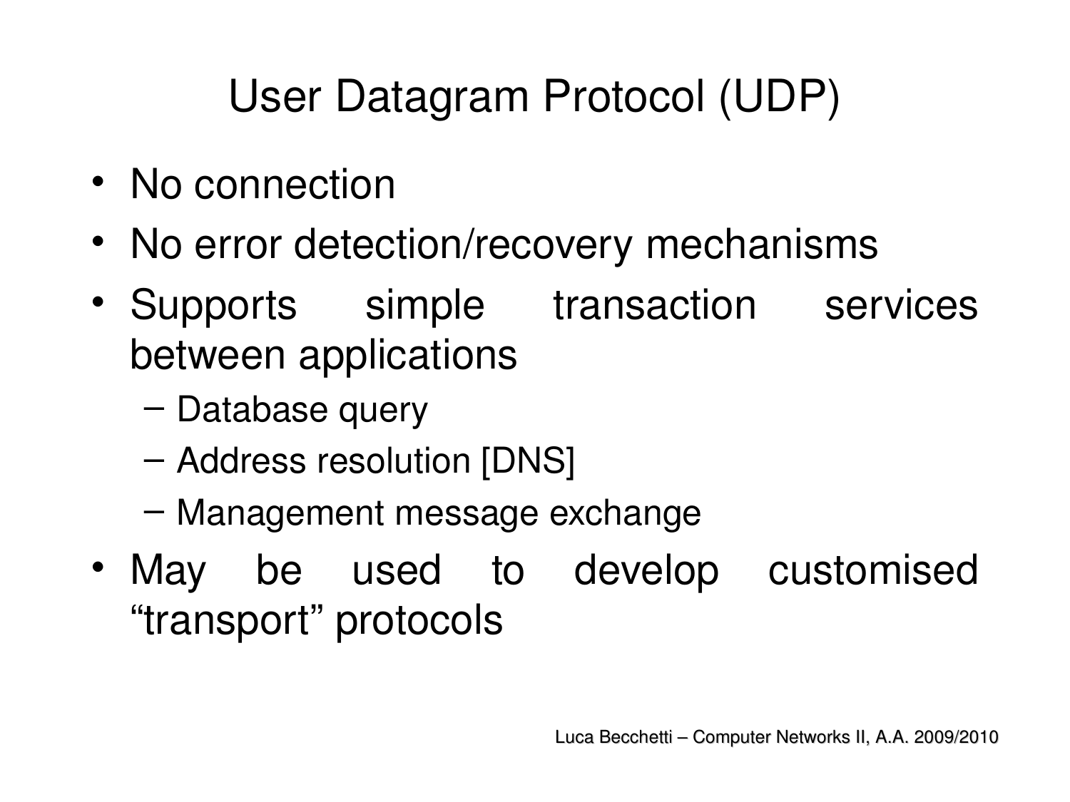# User Datagram Protocol (UDP)

- No connection
- No error detection/recovery mechanisms
- Supports simple transaction services between applications
  - Database query
  - Address resolution [DNS]
  - Management message exchange
- May be used to develop customised “transport” protocols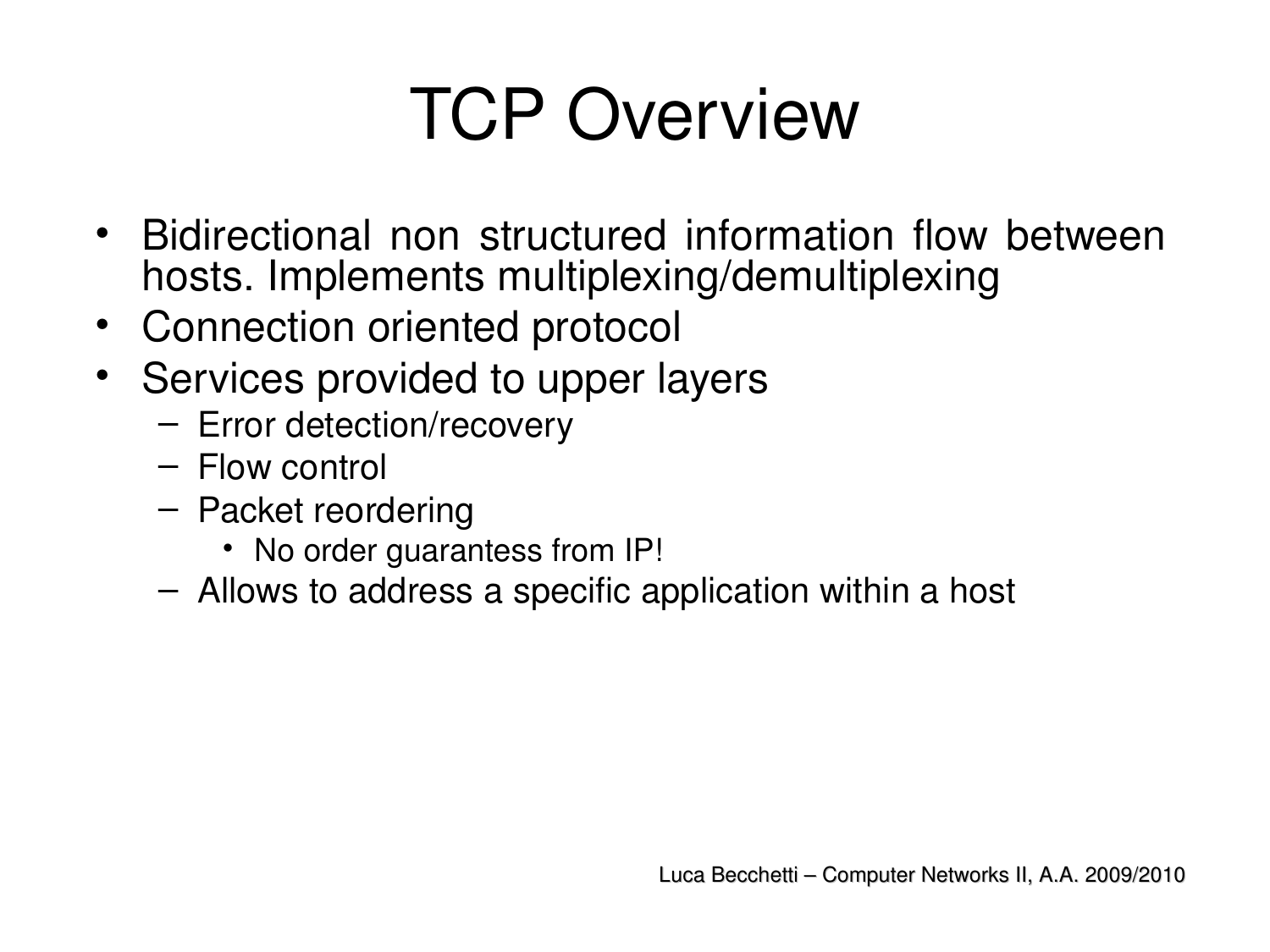# TCP Overview

- Bidirectional non structured information flow between hosts. Implements multiplexing/demultiplexing
- Connection oriented protocol
- Services provided to upper layers
  - Error detection/recovery
  - Flow control
  - Packet reordering
    - No order guarantess from IP!
  - Allows to address a specific application within a host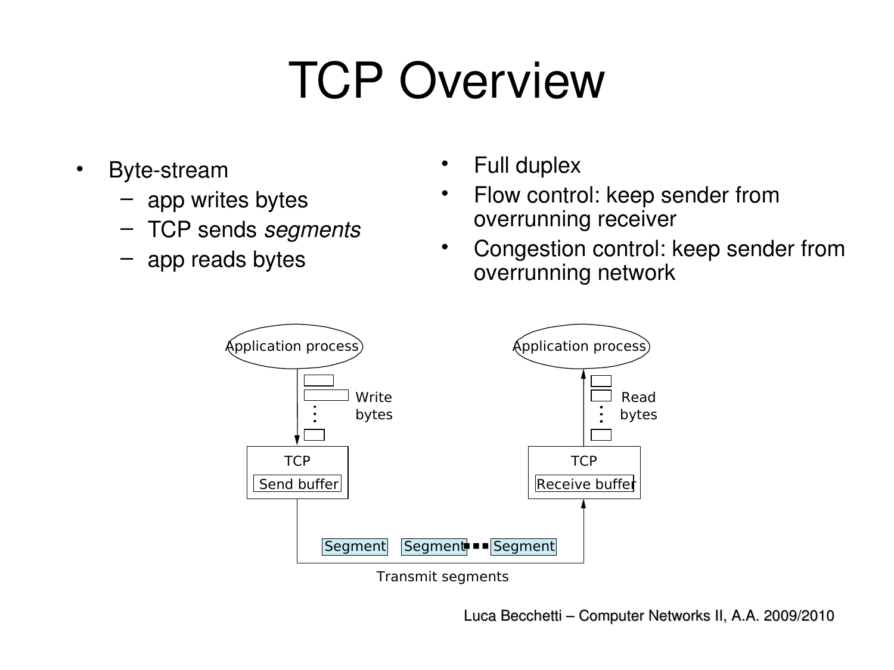# TCP Overview

- Byte-stream
  - app writes bytes
  - TCP sends *segments*
  - app reads bytes
- Full duplex
- Flow control: keep sender from overrunning receiver
- Congestion control: keep sender from overrunning network

Application process

Write bytes

TCP

Send buffer

Application process

Read bytes

TCP

Receive buffer

Segment Segment Segment

Transmit segments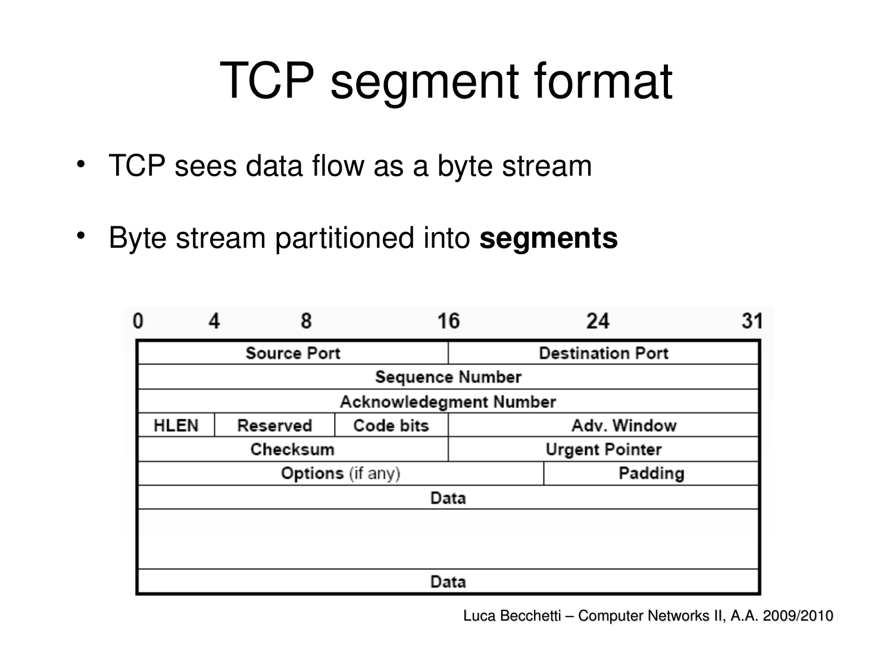# TCP segment format

- TCP sees data flow as a byte stream
- Byte stream partitioned into **segments**

| 0 | 4 | 8 | 16 | 24 | 31 |
|---|---|---|---|---|---|
| Source Port | | | Destination Port | | |
| Sequence Number | | | | | |
| Acknowledegment Number | | | | | |
| HLEN | Reserved | Code bits | Adv. Window | | |
| Checksum | | | Urgent Pointer | | |
| Options (if any) | | | | Padding | |
| Data | | | | | |
| | | | | | |
| Data | | | | | |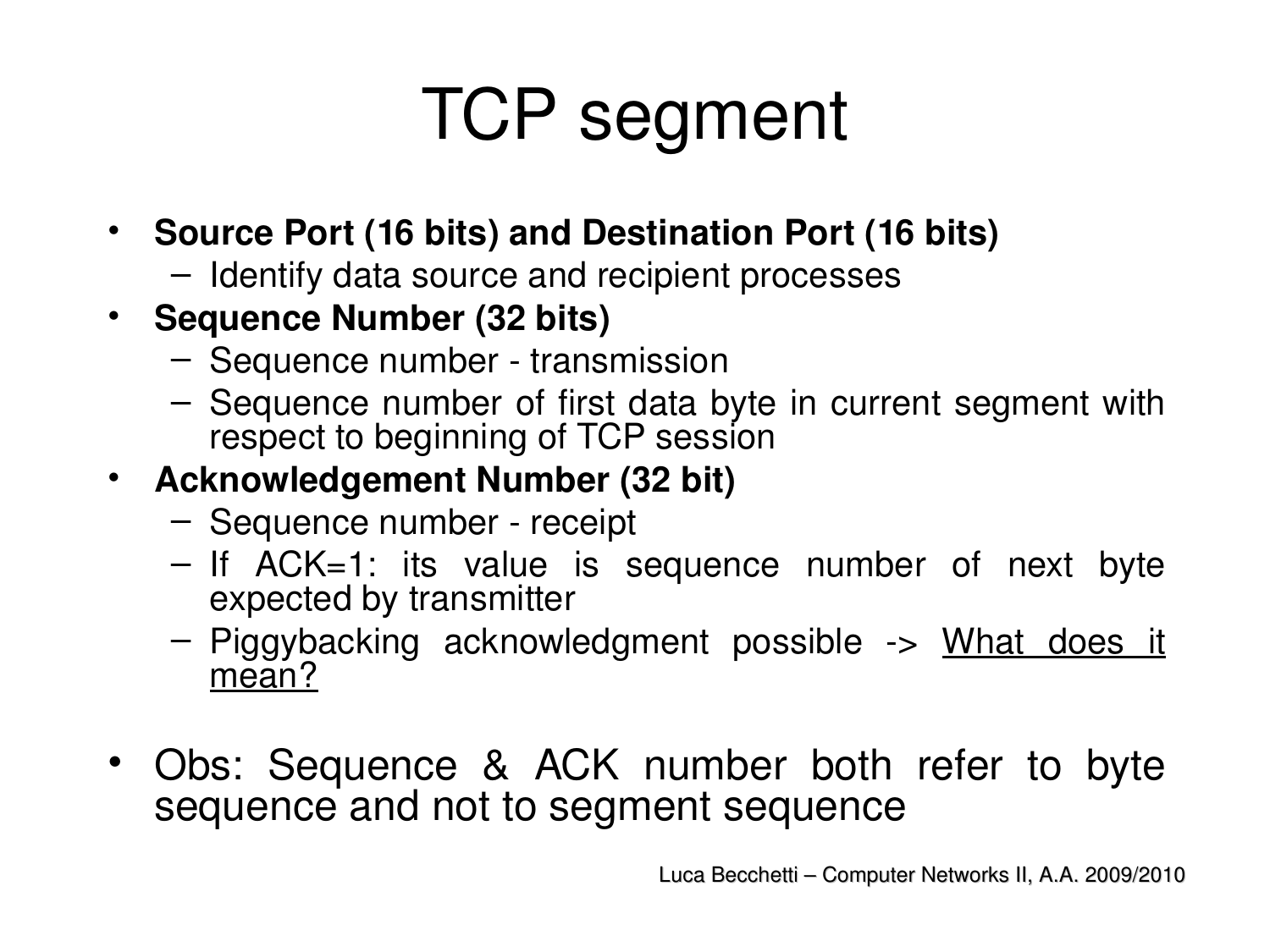# TCP segment

- **Source Port (16 bits) and Destination Port (16 bits)**
  - Identify data source and recipient processes
- **Sequence Number (32 bits)**
  - Sequence number - transmission
  - Sequence number of first data byte in current segment with respect to beginning of TCP session
- **Acknowledgement Number (32 bit)**
  - Sequence number - receipt
  - If ACK=1: its value is sequence number of next byte expected by transmitter
  - Piggybacking acknowledgment possible -> What does it mean?

- Obs: Sequence & ACK number both refer to byte sequence and not to segment sequence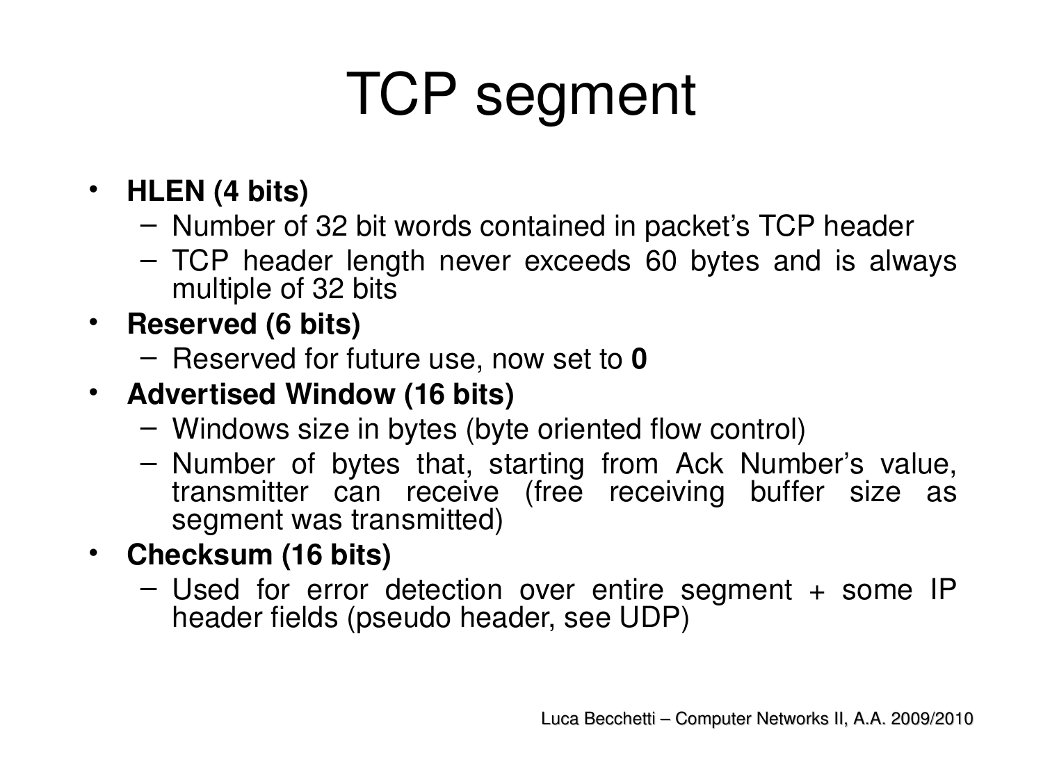# TCP segment

- **HLEN (4 bits)**
  - Number of 32 bit words contained in packet's TCP header
  - TCP header length never exceeds 60 bytes and is always multiple of 32 bits
- **Reserved (6 bits)**
  - Reserved for future use, now set to **0**
- **Advertised Window (16 bits)**
  - Windows size in bytes (byte oriented flow control)
  - Number of bytes that, starting from Ack Number's value, transmitter can receive (free receiving buffer size as segment was transmitted)
- **Checksum (16 bits)**
  - Used for error detection over entire segment + some IP header fields (pseudo header, see UDP)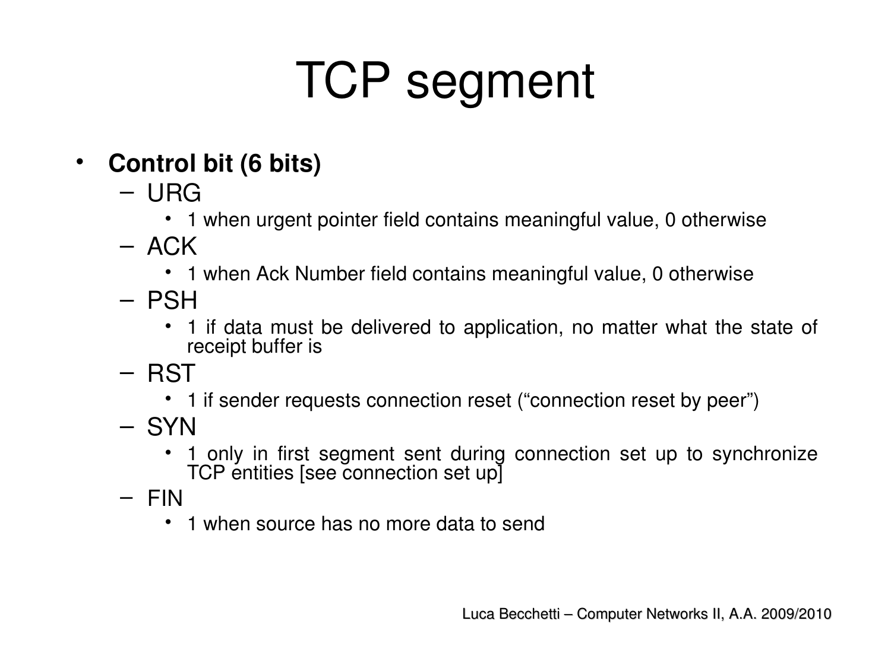# TCP segment

- **Control bit (6 bits)**
  - URG
    - 1 when urgent pointer field contains meaningful value, 0 otherwise
  - ACK
    - 1 when Ack Number field contains meaningful value, 0 otherwise
  - PSH
    - 1 if data must be delivered to application, no matter what the state of receipt buffer is
  - RST
    - 1 if sender requests connection reset ("connection reset by peer")
  - SYN
    - 1 only in first segment sent during connection set up to synchronize TCP entities [see connection set up]
  - FIN
    - 1 when source has no more data to send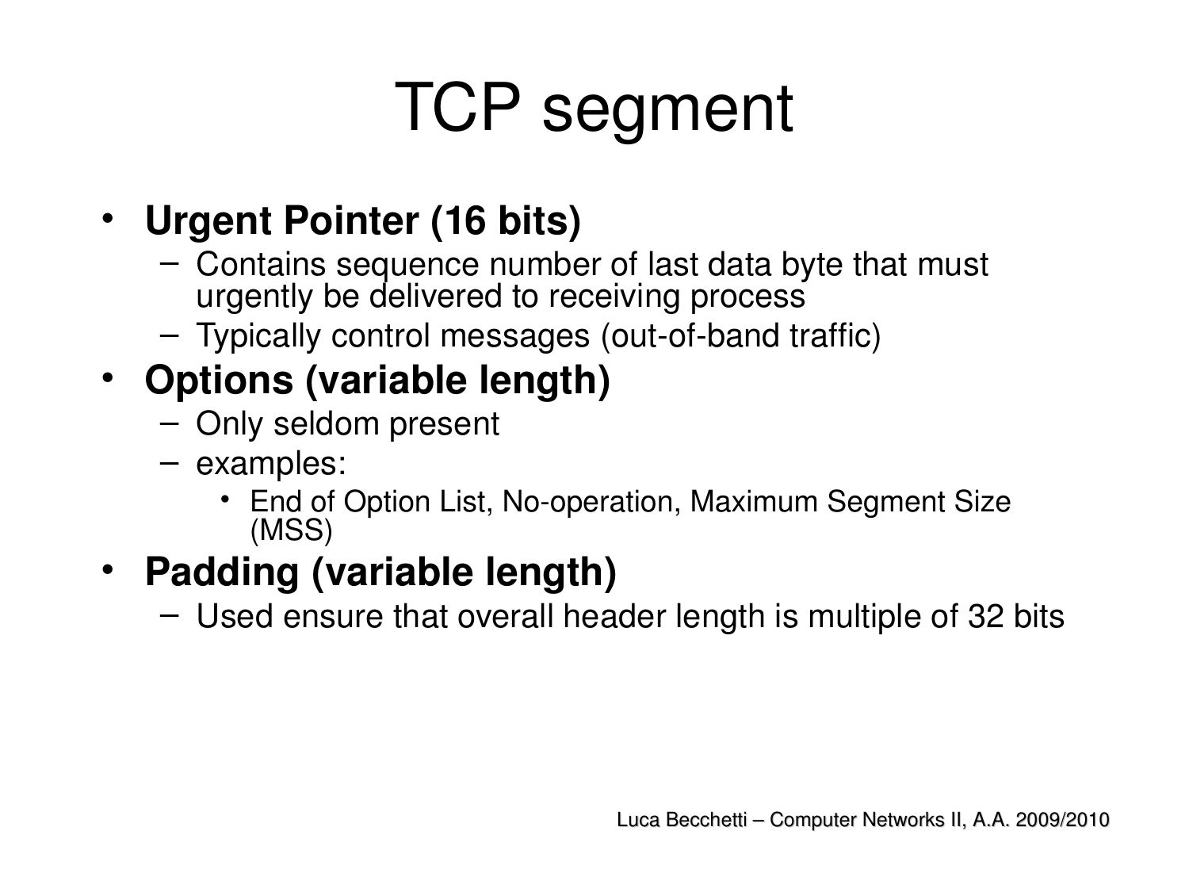# TCP segment

- **Urgent Pointer (16 bits)**
  - Contains sequence number of last data byte that must urgently be delivered to receiving process
  - Typically control messages (out-of-band traffic)
- **Options (variable length)**
  - Only seldom present
  - examples:
    - End of Option List, No-operation, Maximum Segment Size (MSS)
- **Padding (variable length)**
  - Used ensure that overall header length is multiple of 32 bits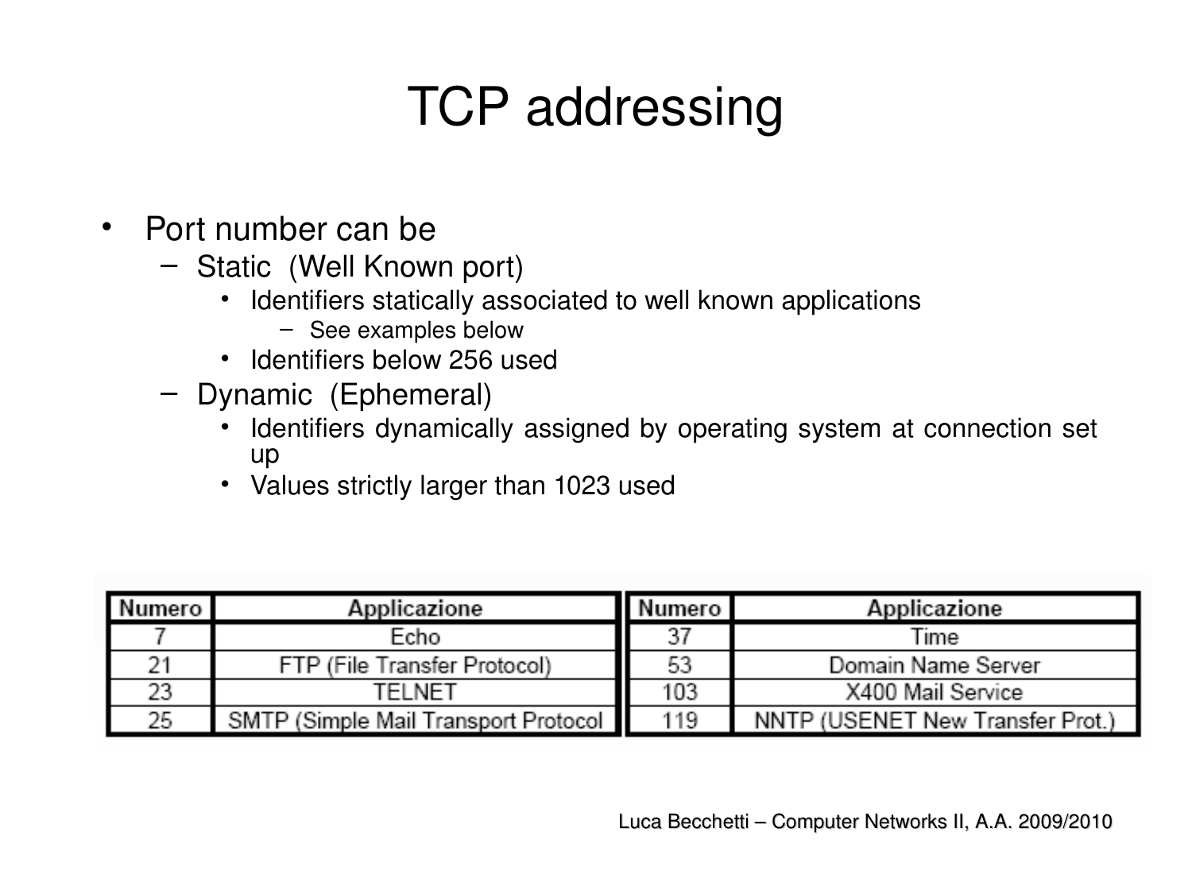# TCP addressing

- Port number can be
  - Static (Well Known port)
    - Identifiers statically associated to well known applications
      - See examples below
    - Identifiers below 256 used
  - Dynamic (Ephemeral)
    - Identifiers dynamically assigned by operating system at connection set up
    - Values strictly larger than 1023 used

| Numero | Applicazione | Numero | Applicazione |
|---|---|---|---|
| 7 | Echo | 37 | Time |
| 21 | FTP (File Transfer Protocol) | 53 | Domain Name Server |
| 23 | TELNET | 103 | X400 Mail Service |
| 25 | SMTP (Simple Mail Transport Protocol | 119 | NNTP (USENET New Transfer Prot.) |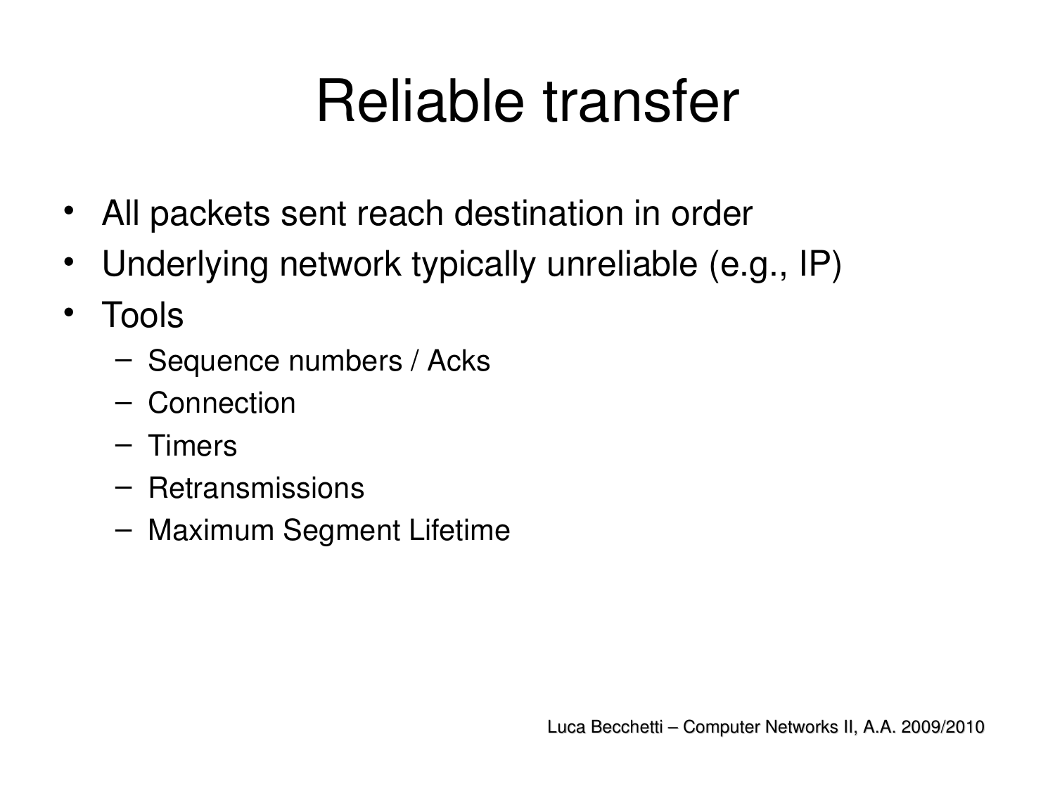# Reliable transfer

- All packets sent reach destination in order
- Underlying network typically unreliable (e.g., IP)
- Tools
  - Sequence numbers / Acks
  - Connection
  - Timers
  - Retransmissions
  - Maximum Segment Lifetime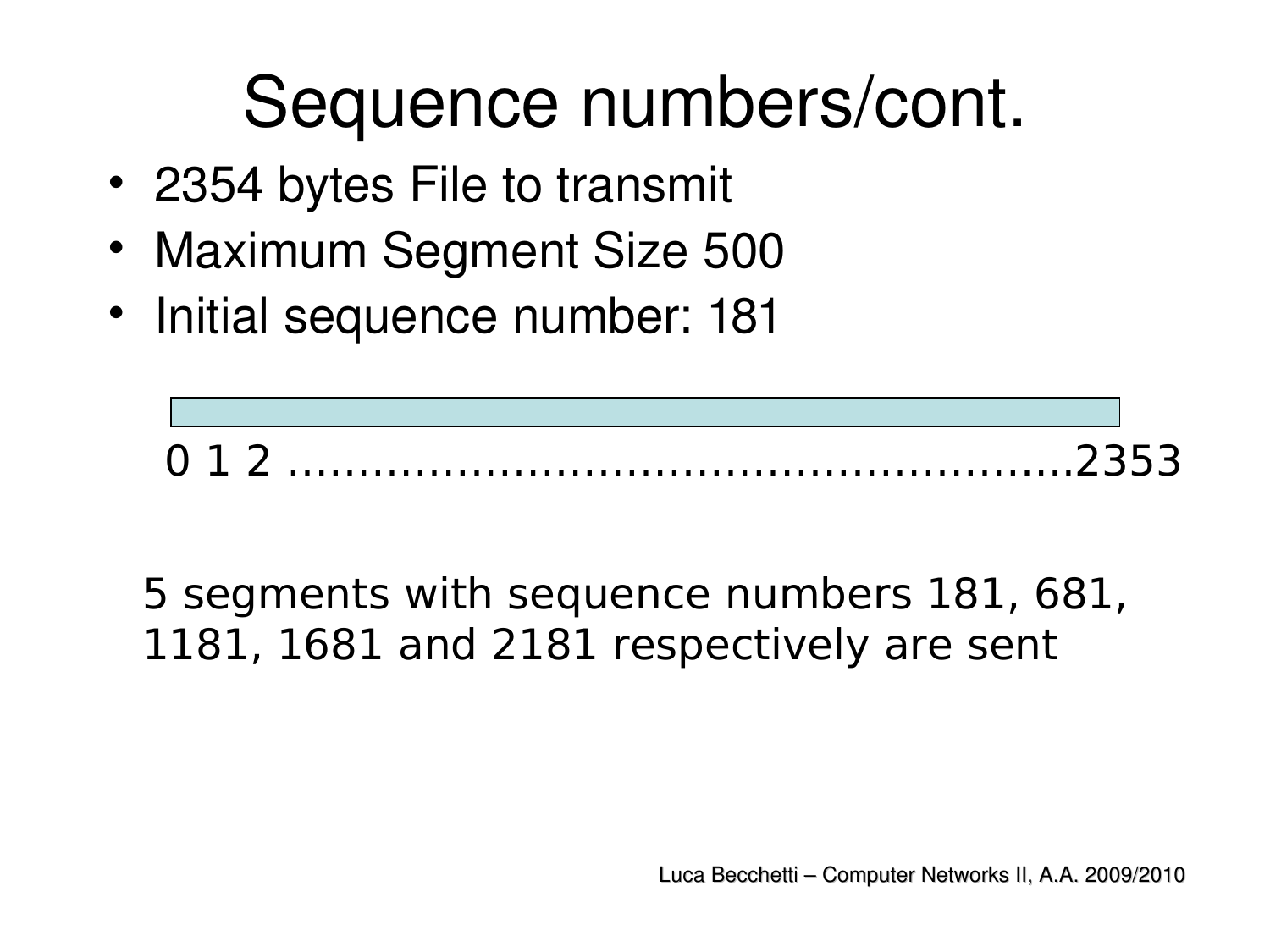# Sequence numbers/cont.

- 2354 bytes File to transmit
- Maximum Segment Size 500
- Initial sequence number: 181

0 1 2 ......................................................2353

5 segments with sequence numbers 181, 681, 1181, 1681 and 2181 respectively are sent

Luca Becchetti – Computer Networks II, A.A. 2009/2010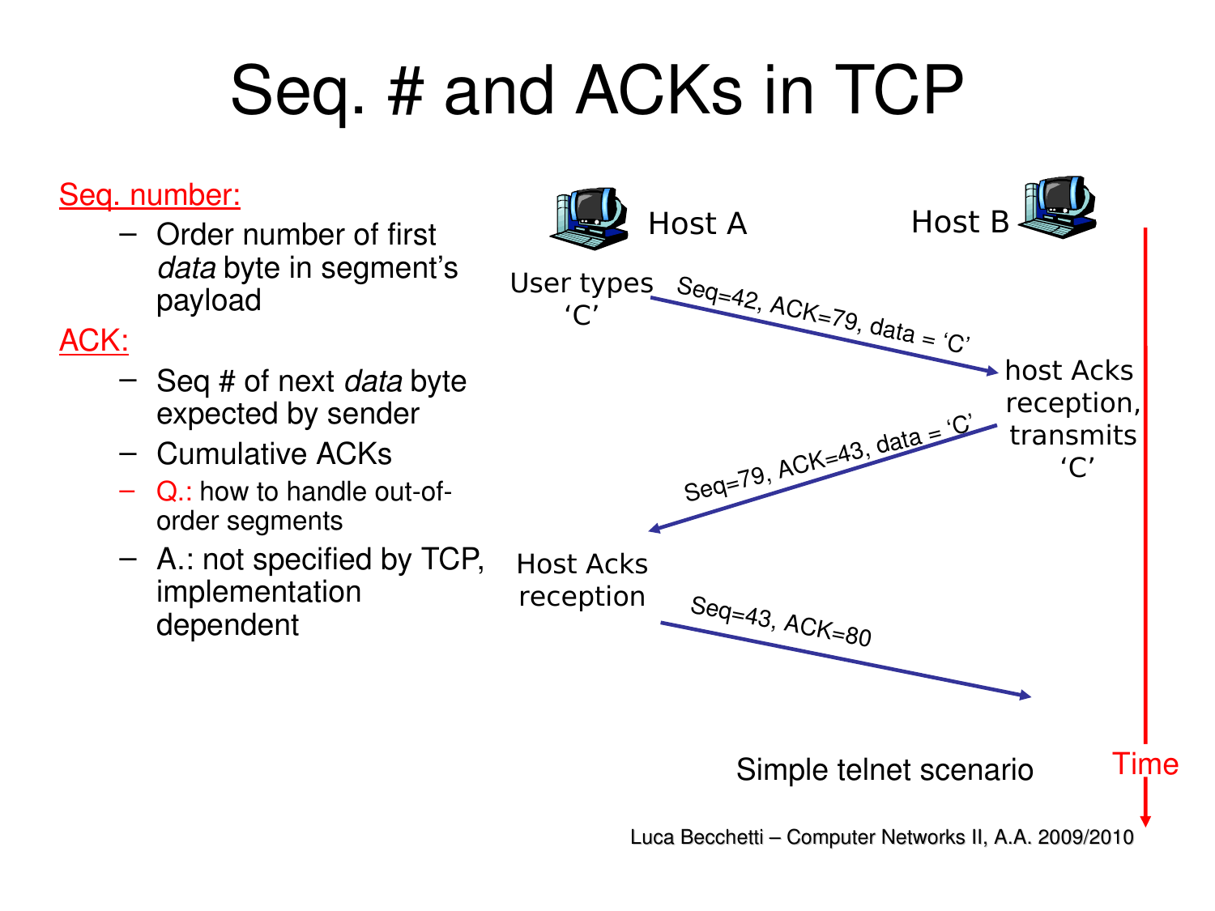# Seq. # and ACKs in TCP

Seq. number:

- Order number of first *data* byte in segment's payload

ACK:

- Seq # of next *data* byte expected by sender
- Cumulative ACKs
- Q.: how to handle out-of-order segments
- A.: not specified by TCP, implementation dependent

Host A

Host B

User types 'C'

Seq=42, ACK=79, data = 'C'

host Acks reception, transmits 'C'

Seq=79, ACK=43, data = 'C'

Host Acks reception

Seq=43, ACK=80

Time

Simple telnet scenario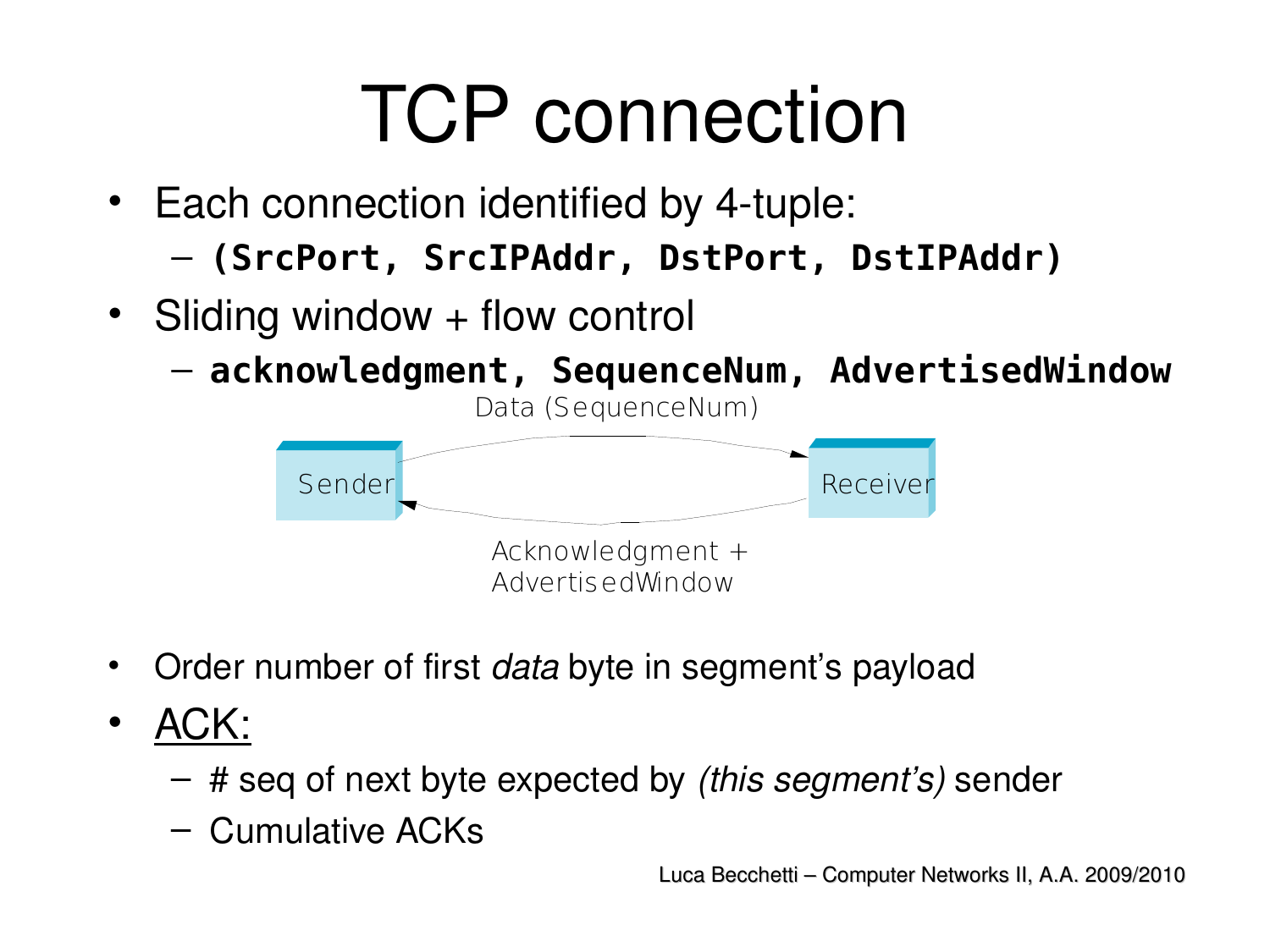# TCP connection

- Each connection identified by 4-tuple:
  - **`(SrcPort, SrcIPAddr, DstPort, DstIPAddr)`**
- Sliding window + flow control
  - **`acknowledgment, SequenceNum, AdvertisedWindow`**

Data (SequenceNum)

Sender

Receiver

Acknowledgment + AdvertisedWindow

- Order number of first *data* byte in segment's payload
- <u>ACK:</u>
  - # seq of next byte expected by *(this segment's)* sender
  - Cumulative ACKs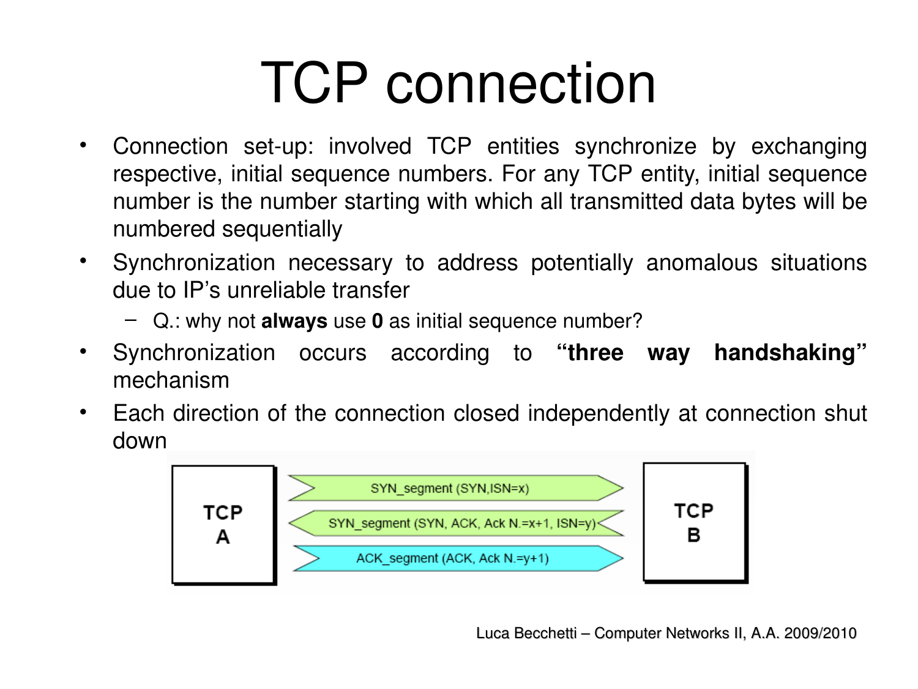# TCP connection

- Connection set-up: involved TCP entities synchronize by exchanging respective, initial sequence numbers. For any TCP entity, initial sequence number is the number starting with which all transmitted data bytes will be numbered sequentially
- Synchronization necessary to address potentially anomalous situations due to IP's unreliable transfer
  - Q.: why not **always** use **0** as initial sequence number?
- Synchronization occurs according to **"three way handshaking"** mechanism
- Each direction of the connection closed independently at connection shut down

TCP A → TCP B: SYN_segment (SYN,ISN=x)

TCP B → TCP A: SYN_segment (SYN, ACK, Ack N.=x+1, ISN=y)

TCP A → TCP B: ACK_segment (ACK, Ack N.=y+1)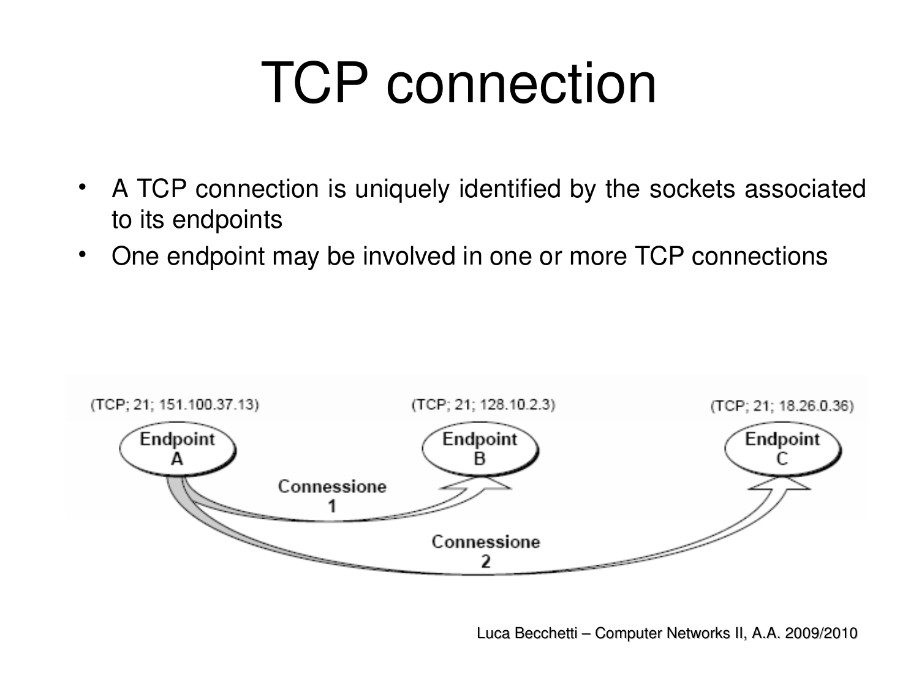# TCP connection

- A TCP connection is uniquely identified by the sockets associated to its endpoints
- One endpoint may be involved in one or more TCP connections

(TCP; 21; 151.100.37.13) Endpoint A

(TCP; 21; 128.10.2.3) Endpoint B

(TCP; 21; 18.26.0.36) Endpoint C

Connessione 1

Connessione 2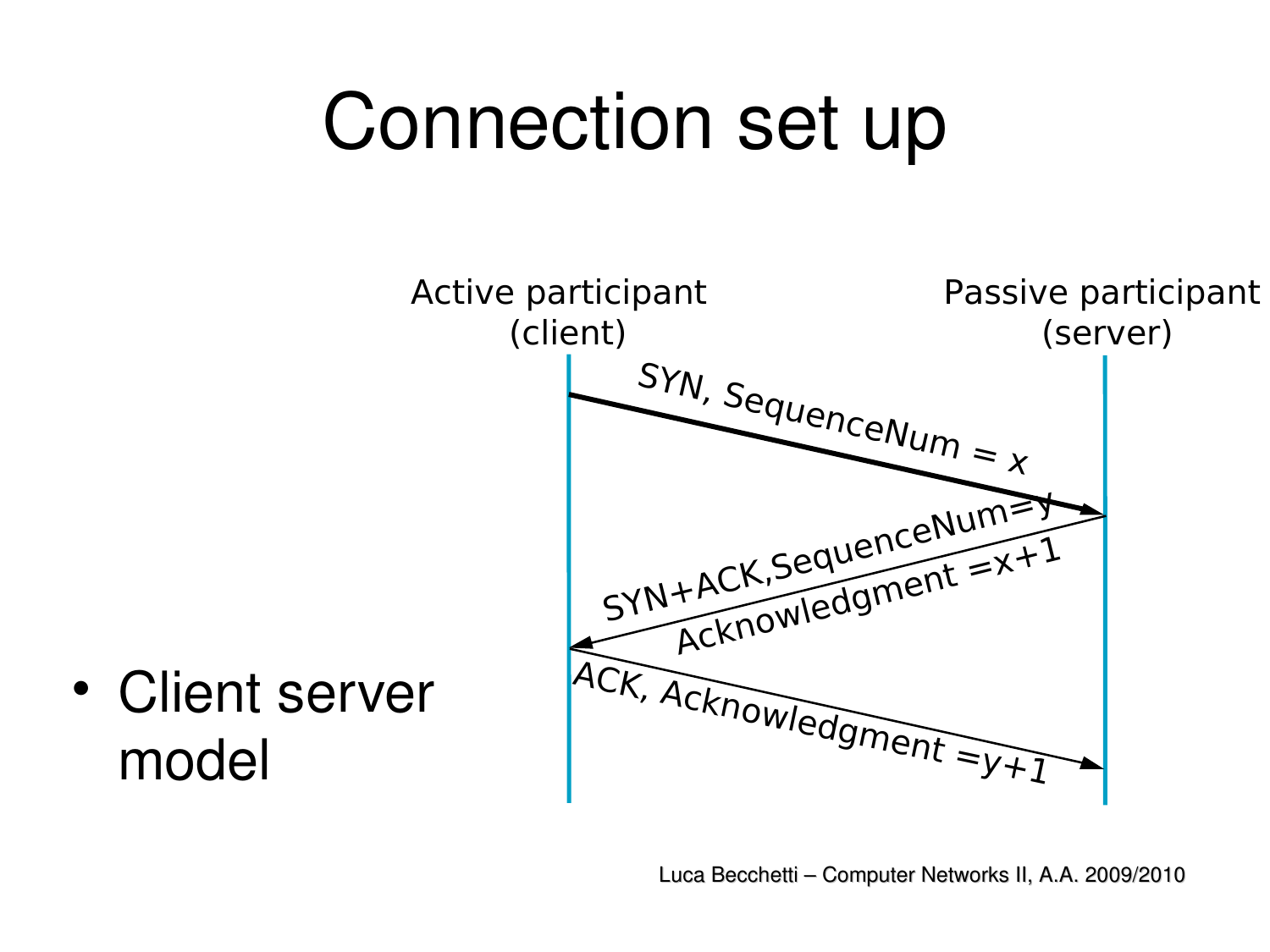# Connection set up

Active participant (client)

Passive participant (server)

SYN, SequenceNum = $x$

SYN+ACK,SequenceNum=$y$

Acknowledgment =$x$+1

ACK, Acknowledgment =$y$+1

- Client server model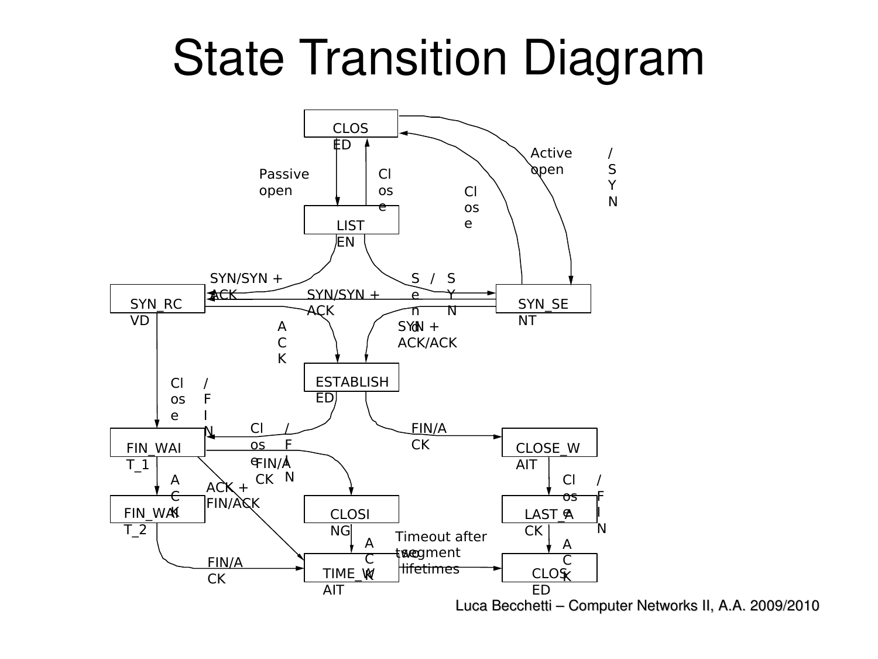# State Transition Diagram

CLOSED

Passive open

Close

Active open /SYN

Close

LISTEN

SYN/SYN + ACK

Send /SYN

SYN/SYN + ACK

SYN_RCVD

SYN_SENT

ACK

SYN + ACK/ACK

ESTABLISHED

Close /FIN

Close /FIN

FIN/ACK

FIN_WAIT_1

CLOSE_WAIT

FIN/ACK

ACK

ACK + FIN/ACK

Close /FIN

FIN_WAIT_2

CLOSING

LAST_ACK

ACK

Timeout after two segment lifetimes

ACK

FIN/ACK

TIME_WAIT

CLOSED

Luca Becchetti – Computer Networks II, A.A. 2009/2010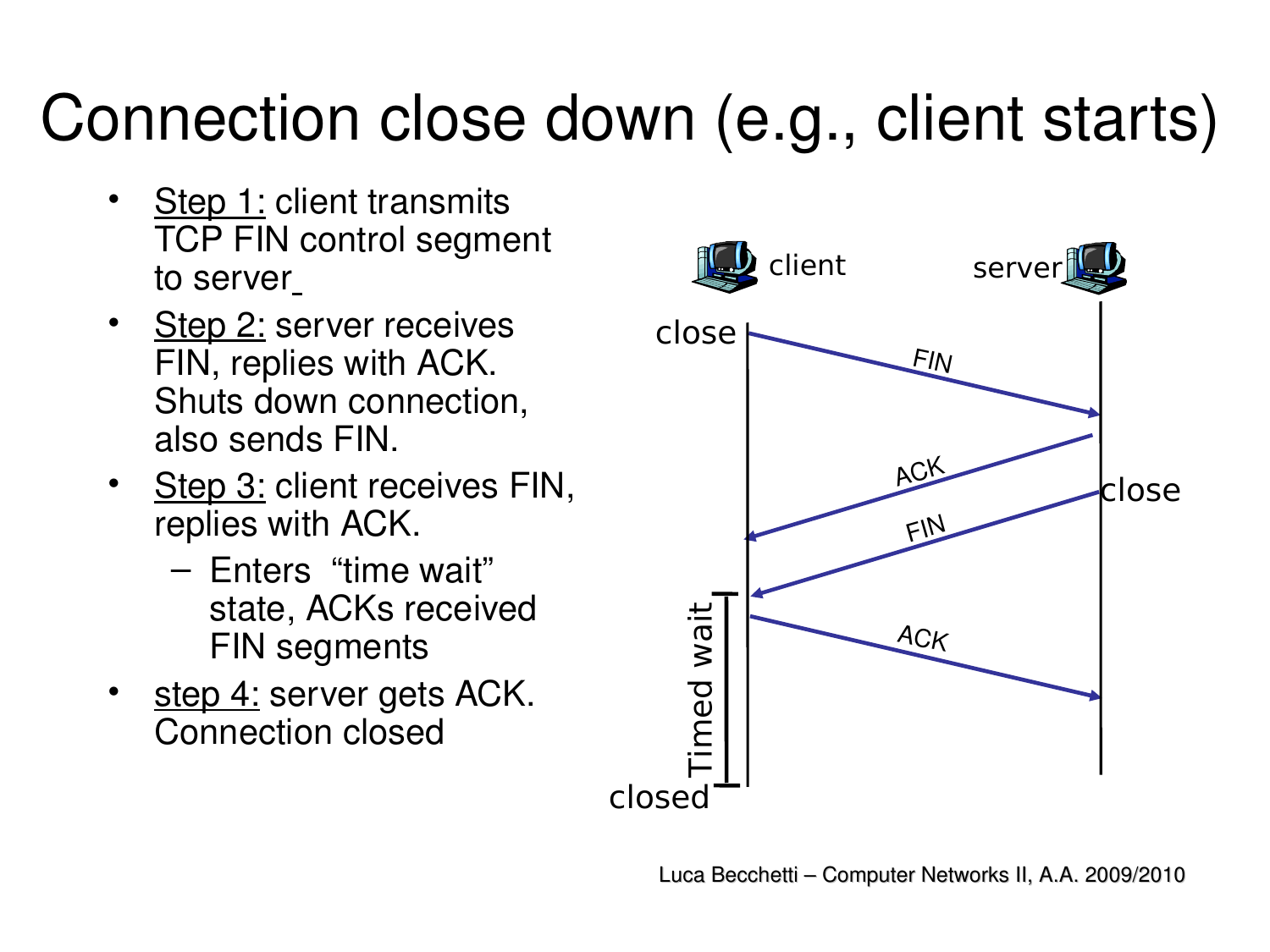# Connection close down (e.g., client starts)

- Step 1: client transmits TCP FIN control segment to server
- Step 2: server receives FIN, replies with ACK. Shuts down connection, also sends FIN.
- Step 3: client receives FIN, replies with ACK.
  - Enters "time wait" state, ACKs received FIN segments
- step 4: server gets ACK. Connection closed

client server

close

FIN

ACK

close

FIN

Timed wait

ACK

closed

Luca Becchetti – Computer Networks II, A.A. 2009/2010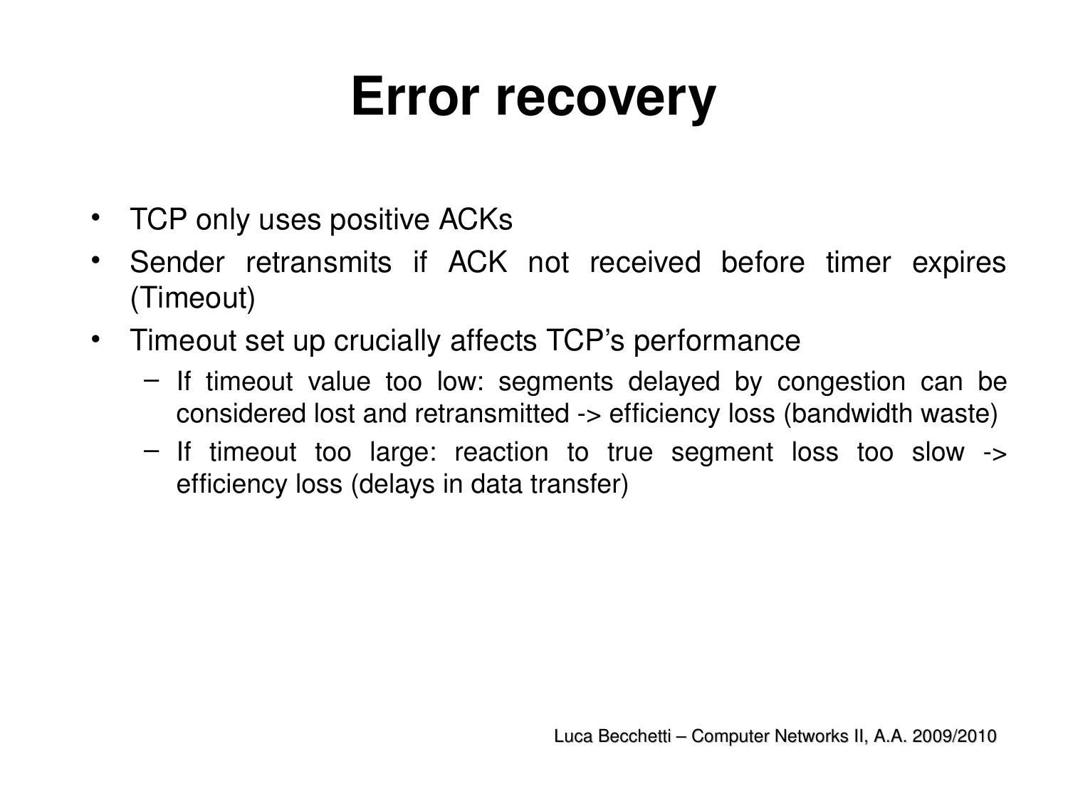# Error recovery

- TCP only uses positive ACKs
- Sender retransmits if ACK not received before timer expires (Timeout)
- Timeout set up crucially affects TCP's performance
  - If timeout value too low: segments delayed by congestion can be considered lost and retransmitted -> efficiency loss (bandwidth waste)
  - If timeout too large: reaction to true segment loss too slow -> efficiency loss (delays in data transfer)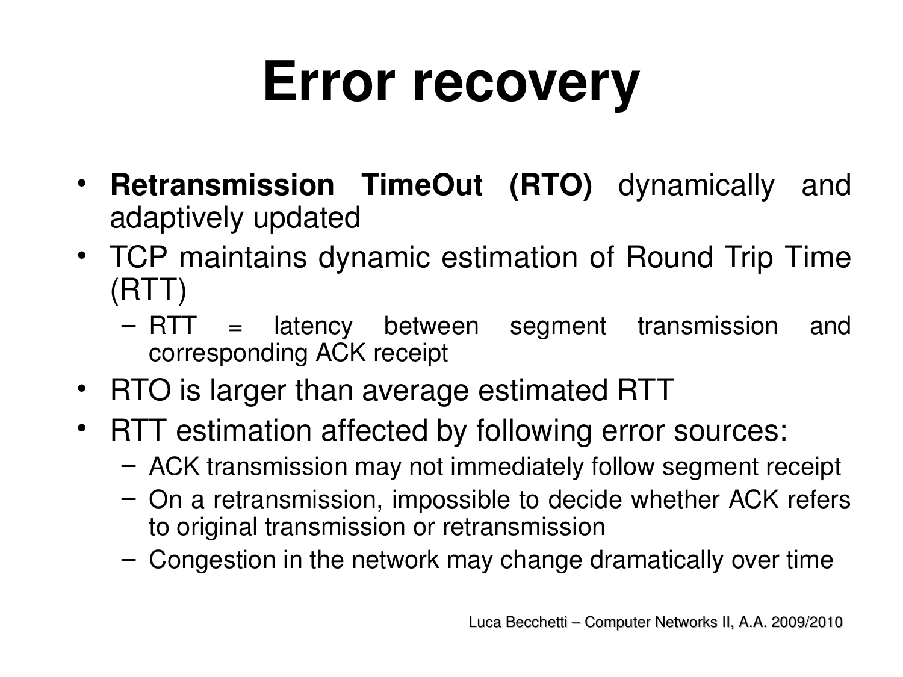# Error recovery

- **Retransmission TimeOut (RTO)** dynamically and adaptively updated
- TCP maintains dynamic estimation of Round Trip Time (RTT)
  - RTT = latency between segment transmission and corresponding ACK receipt
- RTO is larger than average estimated RTT
- RTT estimation affected by following error sources:
  - ACK transmission may not immediately follow segment receipt
  - On a retransmission, impossible to decide whether ACK refers to original transmission or retransmission
  - Congestion in the network may change dramatically over time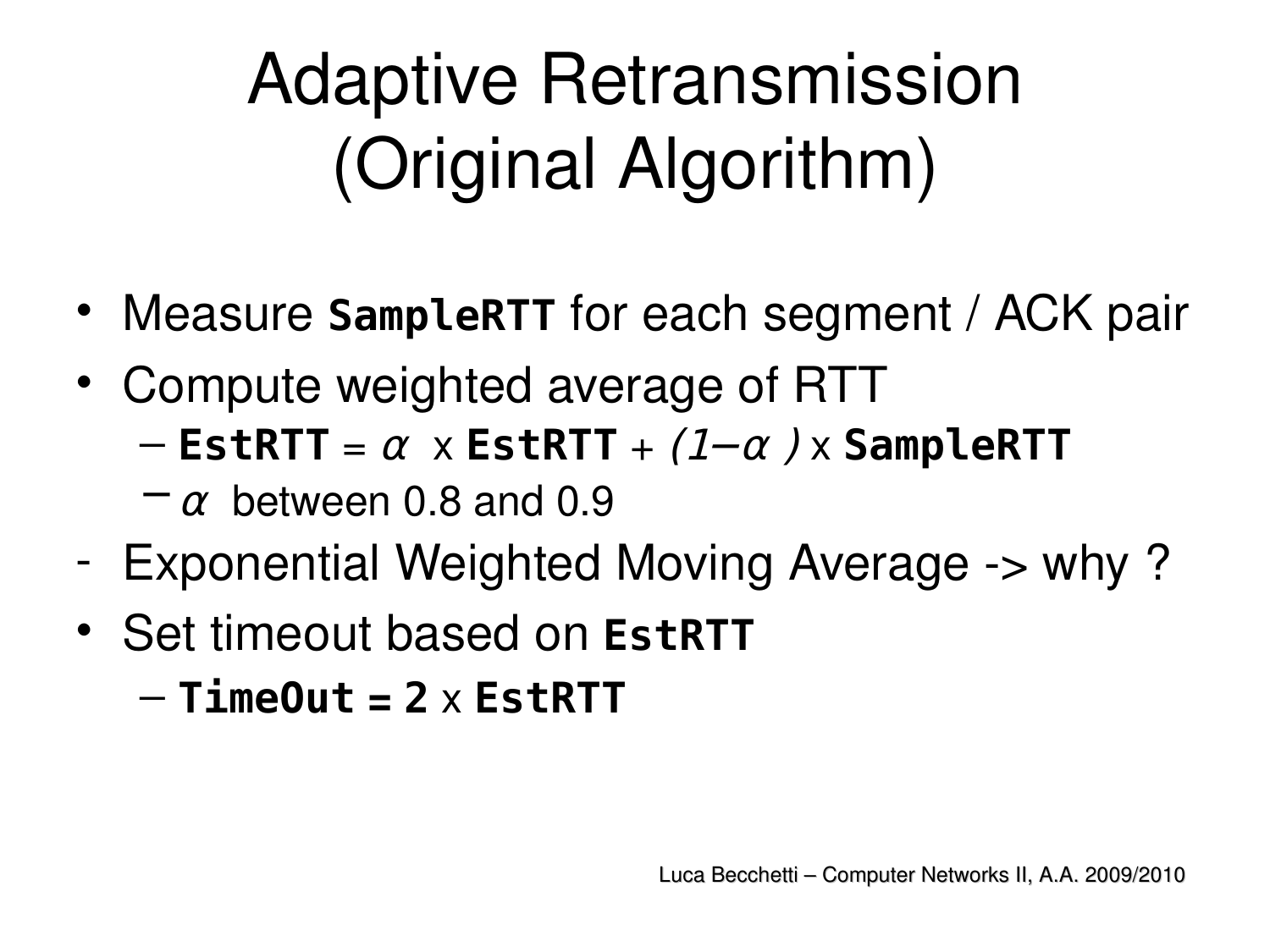# Adaptive Retransmission (Original Algorithm)

- Measure **SampleRTT** for each segment / ACK pair
- Compute weighted average of RTT
  - **EstRTT** = $\alpha$ x **EstRTT** + $(1-\alpha)$ x **SampleRTT**
  - $\alpha$ between 0.8 and 0.9
- Exponential Weighted Moving Average -> why ?
- Set timeout based on **EstRTT**
  - **TimeOut = 2** x **EstRTT**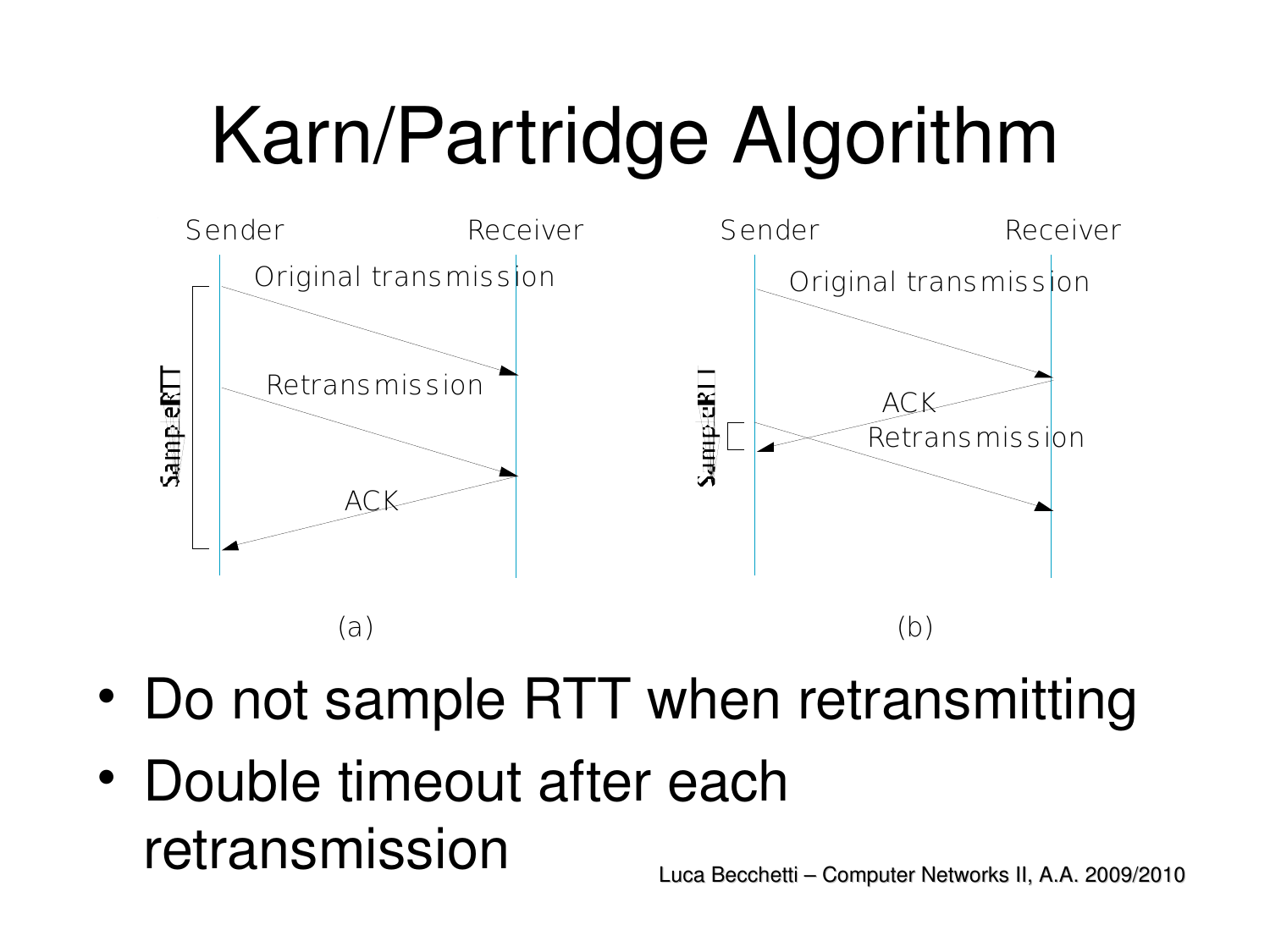# Karn/Partridge Algorithm

Sender Receiver Sender Receiver

Original transmission Original transmission

SampleRTT Retransmission SampleRTT ACK

ACK Retransmission

(a) (b)

- Do not sample RTT when retransmitting
- Double timeout after each retransmission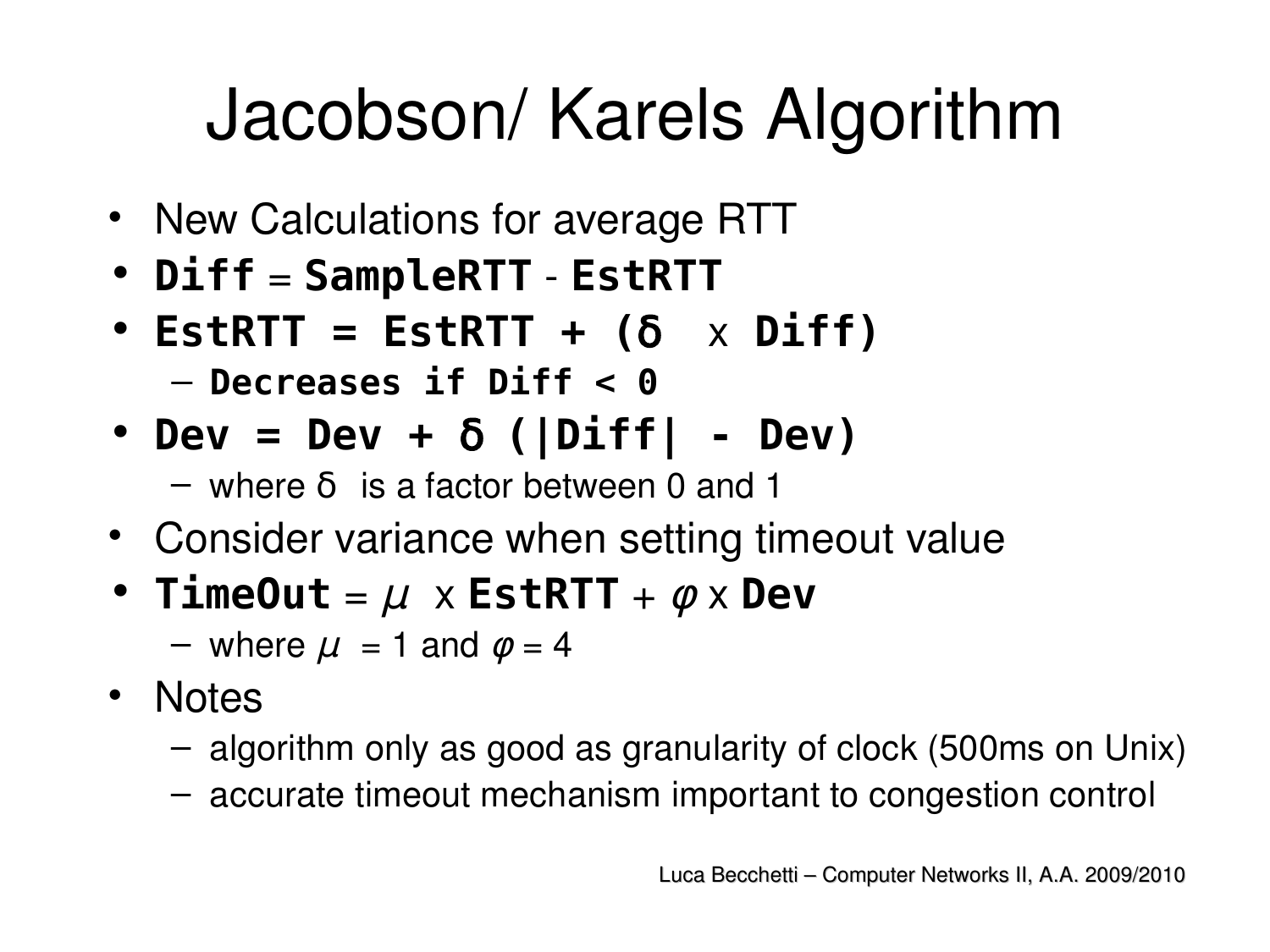# Jacobson/ Karels Algorithm

- New Calculations for average RTT
- **Diff** = **SampleRTT** - **EstRTT**
- **EstRTT = EstRTT + ($\delta$ x Diff)**
  - **Decreases if Diff < 0**
- **Dev = Dev + $\delta$ (|Diff| - Dev)**
  - where $\delta$ is a factor between 0 and 1
- Consider variance when setting timeout value
- **TimeOut** = $\mu$ x **EstRTT** + $\varphi$ x **Dev**
  - where $\mu = 1$ and $\varphi = 4$
- Notes
  - algorithm only as good as granularity of clock (500ms on Unix)
  - accurate timeout mechanism important to congestion control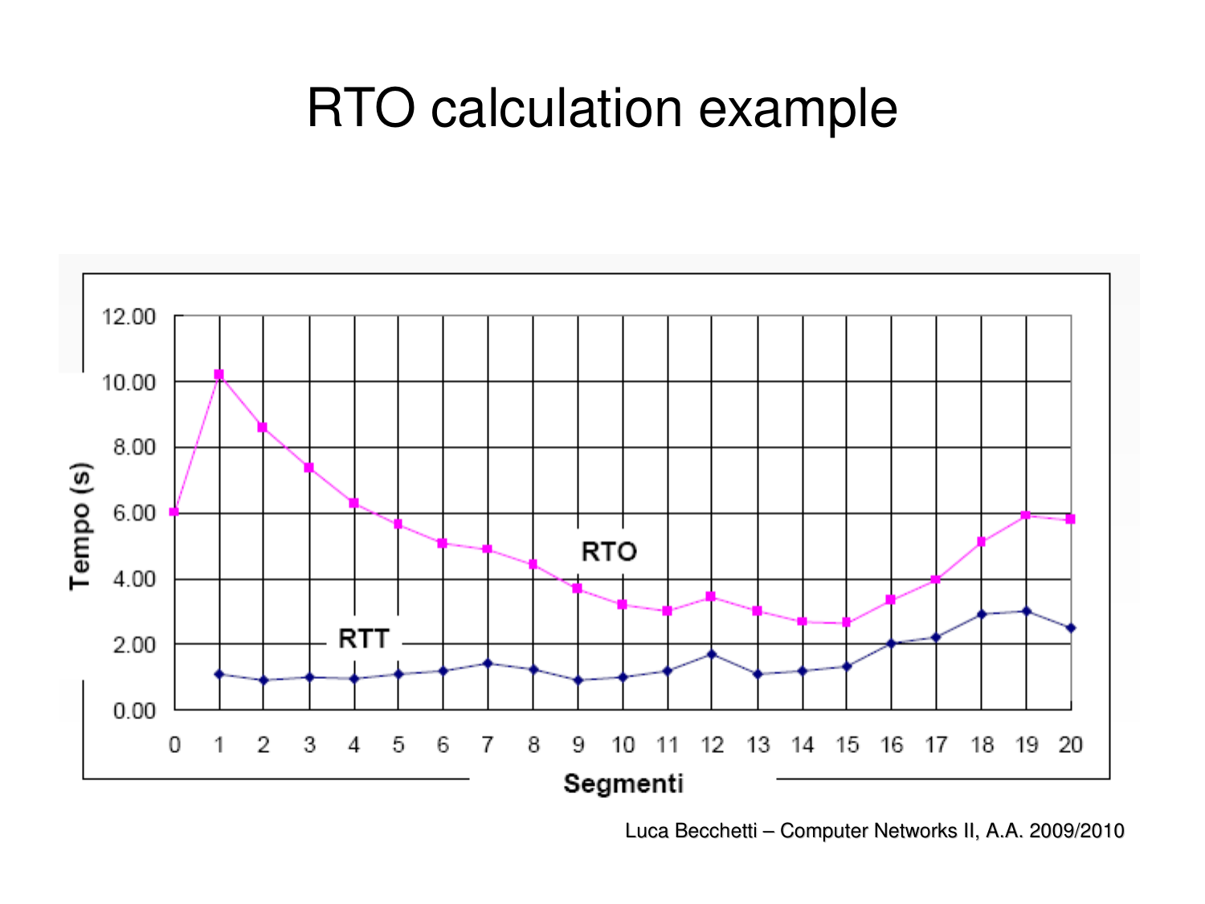# RTO calculation example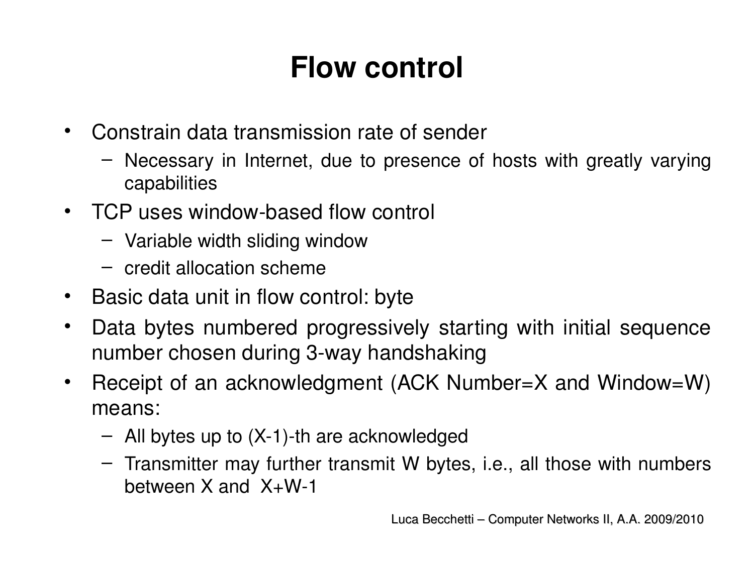# Flow control

- Constrain data transmission rate of sender
  - Necessary in Internet, due to presence of hosts with greatly varying capabilities
- TCP uses window-based flow control
  - Variable width sliding window
  - credit allocation scheme
- Basic data unit in flow control: byte
- Data bytes numbered progressively starting with initial sequence number chosen during 3-way handshaking
- Receipt of an acknowledgment (ACK Number=X and Window=W) means:
  - All bytes up to (X-1)-th are acknowledged
  - Transmitter may further transmit W bytes, i.e., all those with numbers between X and X+W-1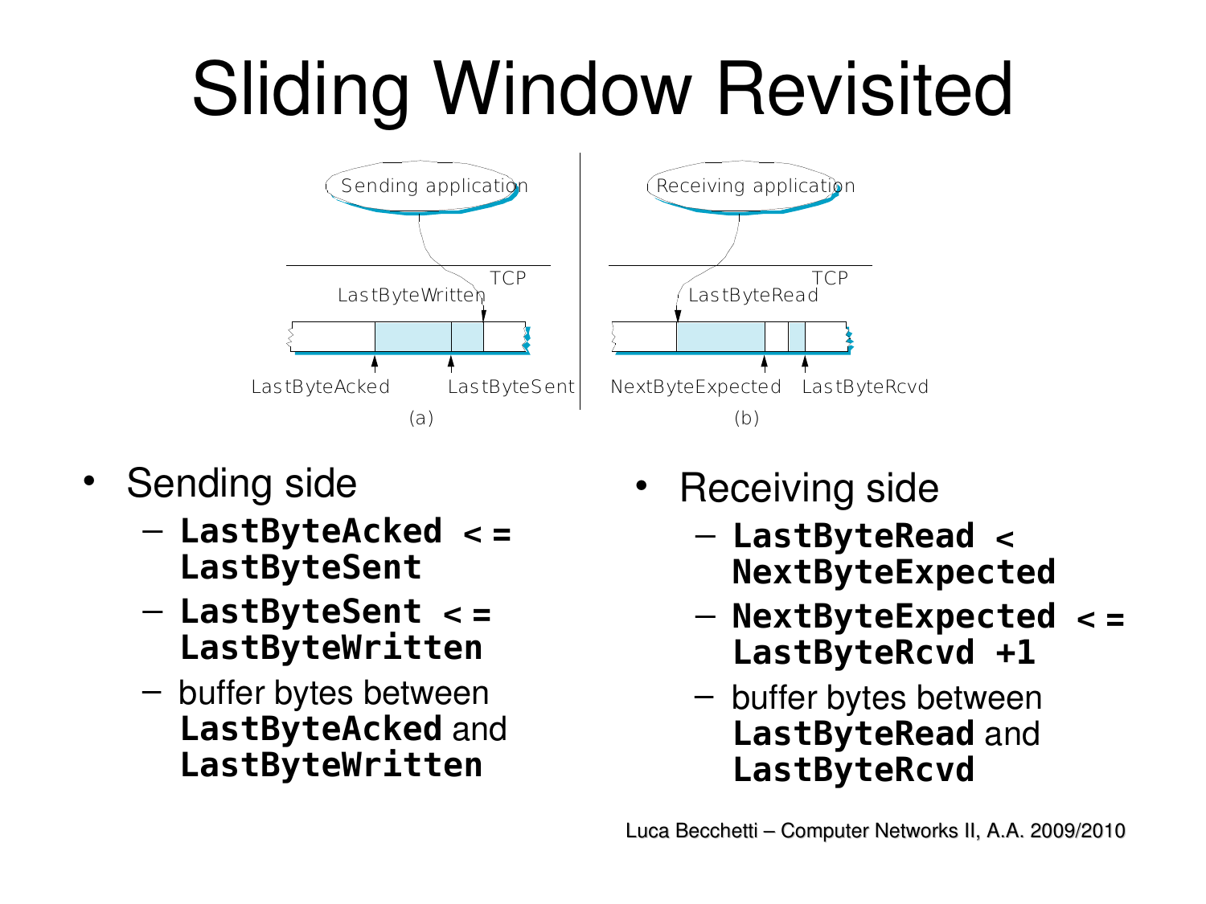# Sliding Window Revisited

- Sending side
  - **LastByteAcked <= LastByteSent**
  - **LastByteSent <= LastByteWritten**
  - buffer bytes between **LastByteAcked** and **LastByteWritten**

- Receiving side
  - **LastByteRead < NextByteExpected**
  - **NextByteExpected <= LastByteRcvd +1**
  - buffer bytes between **LastByteRead** and **LastByteRcvd**

Luca Becchetti – Computer Networks II, A.A. 2009/2010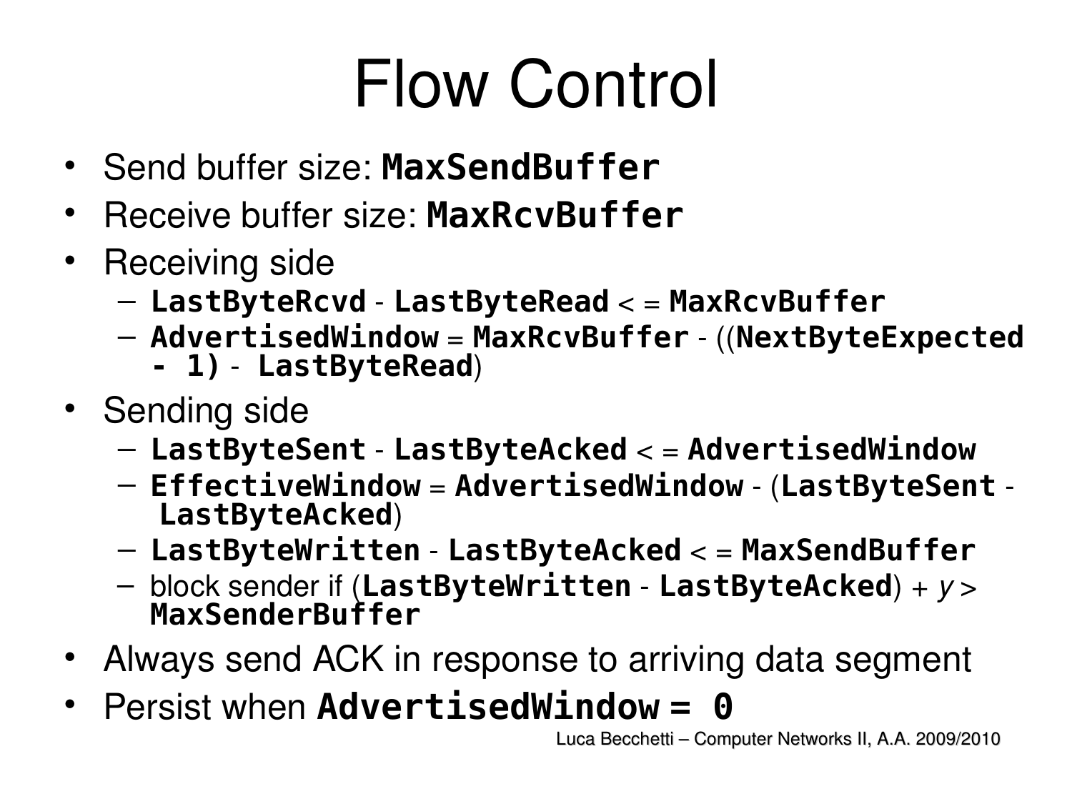# Flow Control

- Send buffer size: **MaxSendBuffer**
- Receive buffer size: **MaxRcvBuffer**
- Receiving side
  - **LastByteRcvd** - **LastByteRead** < = **MaxRcvBuffer**
  - **AdvertisedWindow** = **MaxRcvBuffer** - ((**NextByteExpected - 1)** - **LastByteRead**)
- Sending side
  - **LastByteSent** - **LastByteAcked** < = **AdvertisedWindow**
  - **EffectiveWindow** = **AdvertisedWindow** - (**LastByteSent** - **LastByteAcked**)
  - **LastByteWritten** - **LastByteAcked** < = **MaxSendBuffer**
  - block sender if (**LastByteWritten** - **LastByteAcked**) + *y* > **MaxSenderBuffer**
- Always send ACK in response to arriving data segment
- Persist when **AdvertisedWindow = 0**

Luca Becchetti – Computer Networks II, A.A. 2009/2010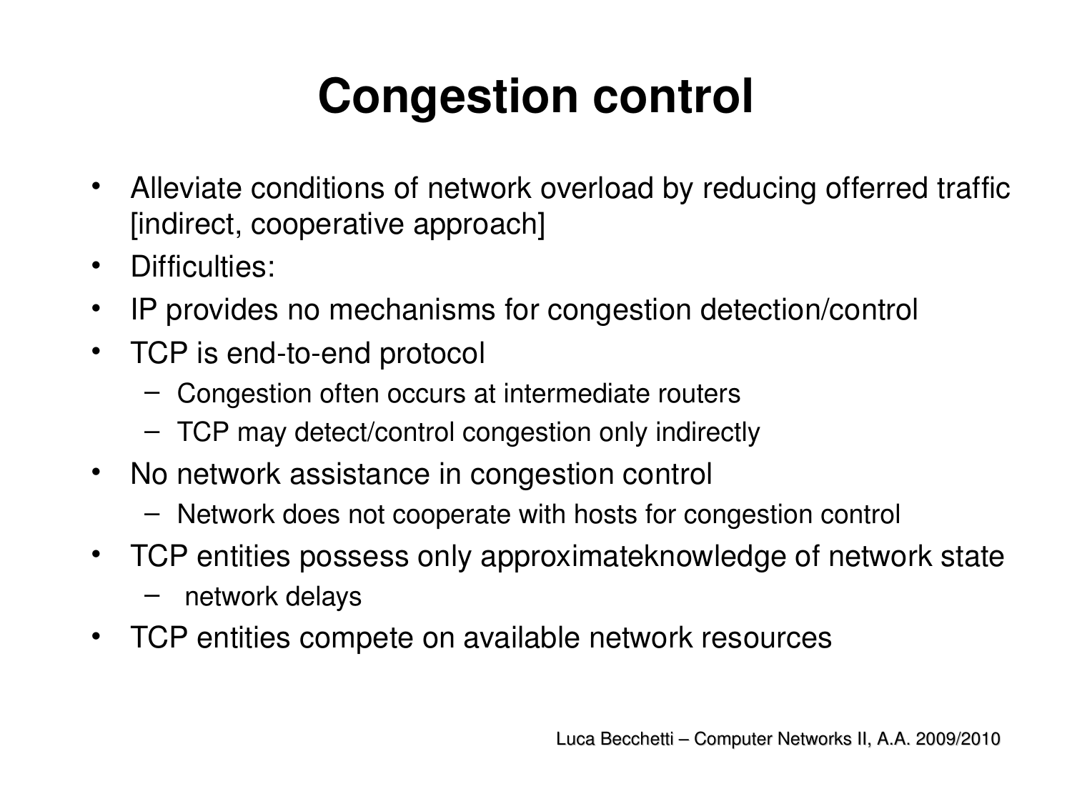# Congestion control

- Alleviate conditions of network overload by reducing offerred traffic [indirect, cooperative approach]
- Difficulties:
- IP provides no mechanisms for congestion detection/control
- TCP is end-to-end protocol
  - Congestion often occurs at intermediate routers
  - TCP may detect/control congestion only indirectly
- No network assistance in congestion control
  - Network does not cooperate with hosts for congestion control
- TCP entities possess only approximateknowledge of network state
  - network delays
- TCP entities compete on available network resources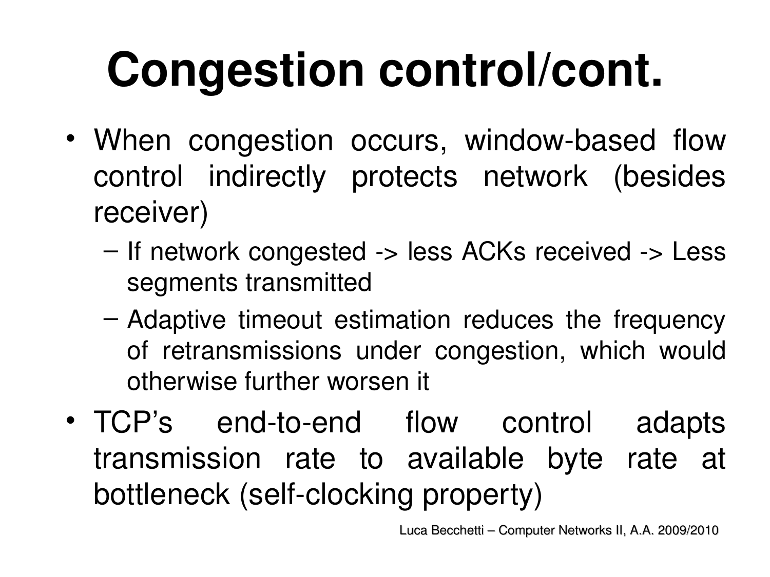# Congestion control/cont.

- When congestion occurs, window-based flow control indirectly protects network (besides receiver)
  - If network congested -> less ACKs received -> Less segments transmitted
  - Adaptive timeout estimation reduces the frequency of retransmissions under congestion, which would otherwise further worsen it
- TCP's end-to-end flow control adapts transmission rate to available byte rate at bottleneck (self-clocking property)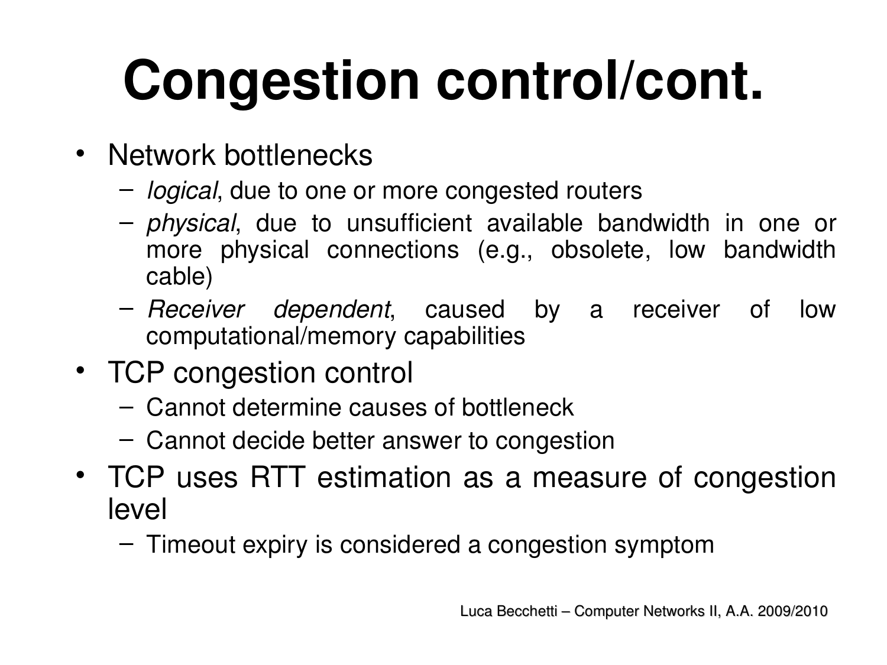# Congestion control/cont.

- Network bottlenecks
  - *logical*, due to one or more congested routers
  - *physical*, due to unsufficient available bandwidth in one or more physical connections (e.g., obsolete, low bandwidth cable)
  - *Receiver dependent*, caused by a receiver of low computational/memory capabilities
- TCP congestion control
  - Cannot determine causes of bottleneck
  - Cannot decide better answer to congestion
- TCP uses RTT estimation as a measure of congestion level
  - Timeout expiry is considered a congestion symptom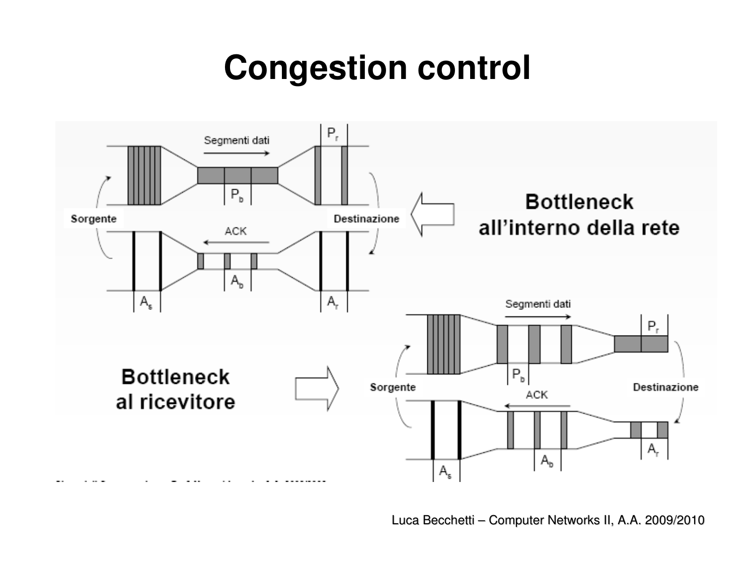# Congestion control

Segmenti dati

$P_r$

$P_b$

Sorgente

Destinazione

ACK

$A_b$

$A_s$

$A_r$

**Bottleneck all'interno della rete**

**Bottleneck al ricevitore**

Segmenti dati

$P_r$

$P_b$

Sorgente

Destinazione

ACK

$A_r$

$A_b$

$A_s$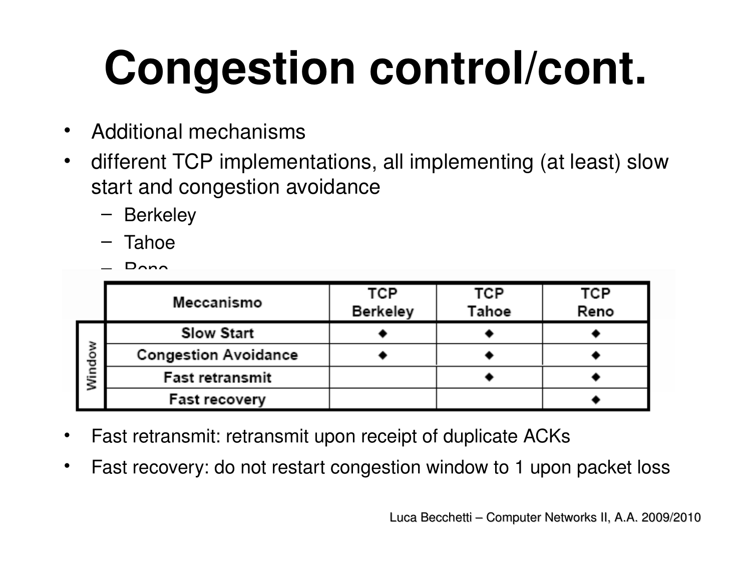# Congestion control/cont.

- Additional mechanisms
- different TCP implementations, all implementing (at least) slow start and congestion avoidance
  - Berkeley
  - Tahoe
  - Reno

| | Meccanismo | TCP Berkeley | TCP Tahoe | TCP Reno |
|---|---|---|---|---|
| Window | Slow Start | ◆ | ◆ | ◆ |
| | Congestion Avoidance | ◆ | ◆ | ◆ |
| | Fast retransmit | | ◆ | ◆ |
| | Fast recovery | | | ◆ |

- Fast retransmit: retransmit upon receipt of duplicate ACKs
- Fast recovery: do not restart congestion window to 1 upon packet loss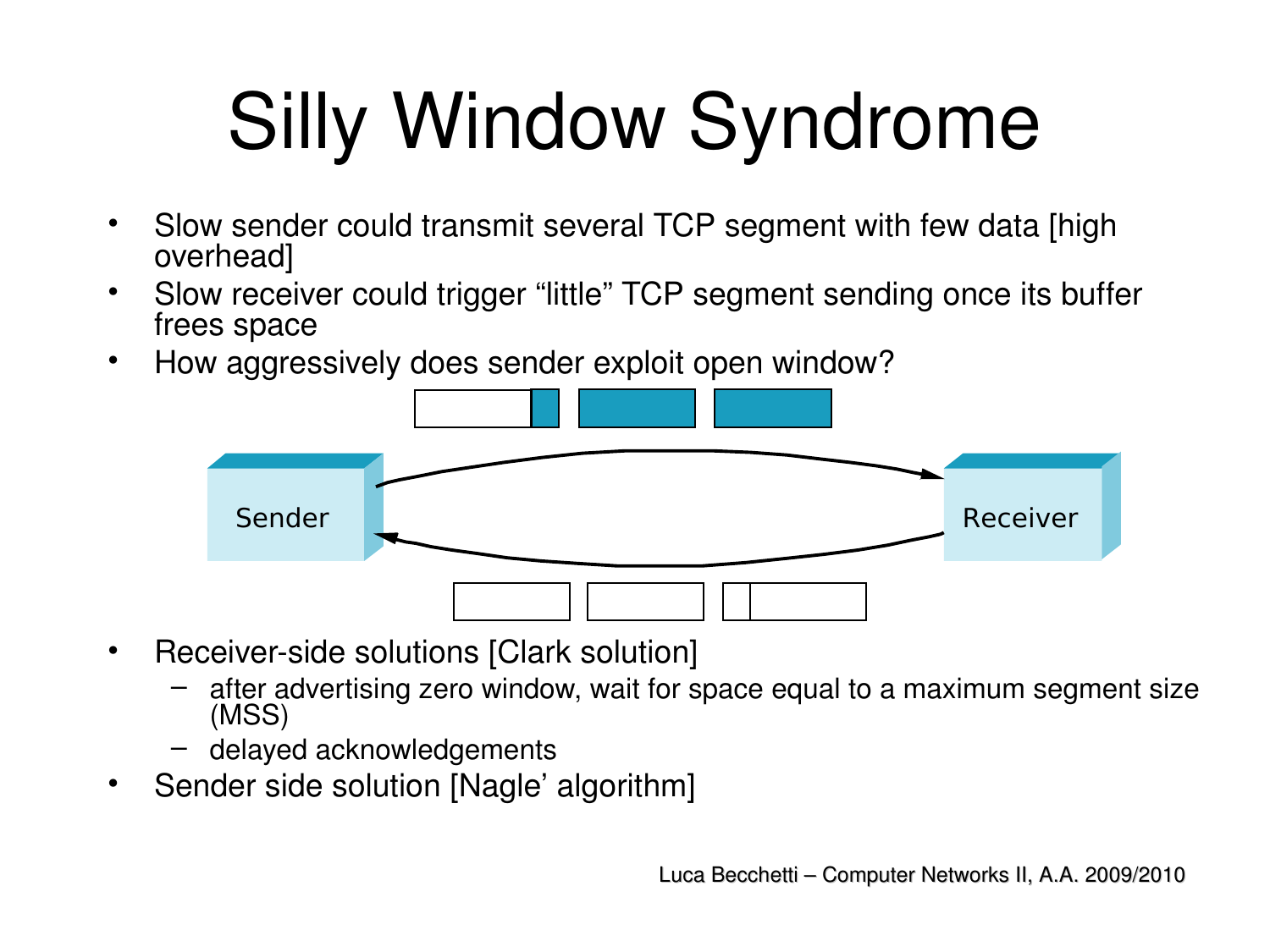# Silly Window Syndrome

- Slow sender could transmit several TCP segment with few data [high overhead]
- Slow receiver could trigger "little" TCP segment sending once its buffer frees space
- How aggressively does sender exploit open window?

Sender    Receiver

- Receiver-side solutions [Clark solution]
  - after advertising zero window, wait for space equal to a maximum segment size (MSS)
  - delayed acknowledgements
- Sender side solution [Nagle' algorithm]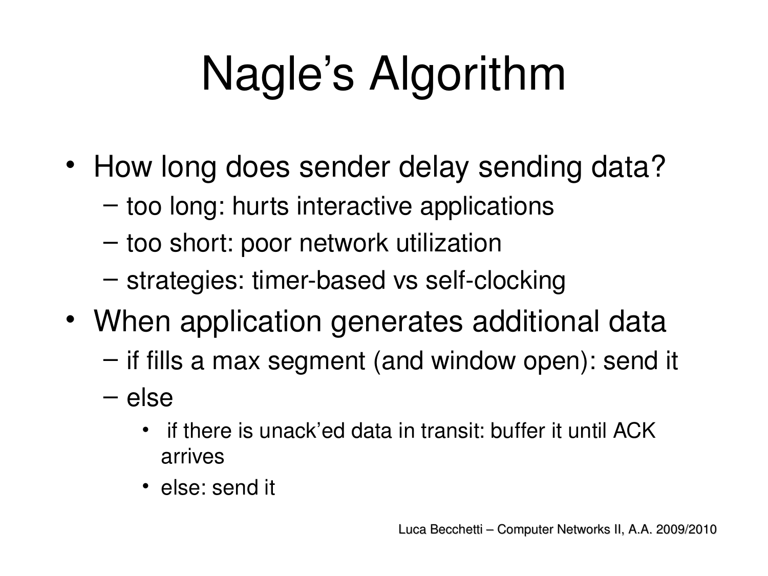# Nagle's Algorithm

- How long does sender delay sending data?
  - too long: hurts interactive applications
  - too short: poor network utilization
  - strategies: timer-based vs self-clocking
- When application generates additional data
  - if fills a max segment (and window open): send it
  - else
    - if there is unack'ed data in transit: buffer it until ACK arrives
    - else: send it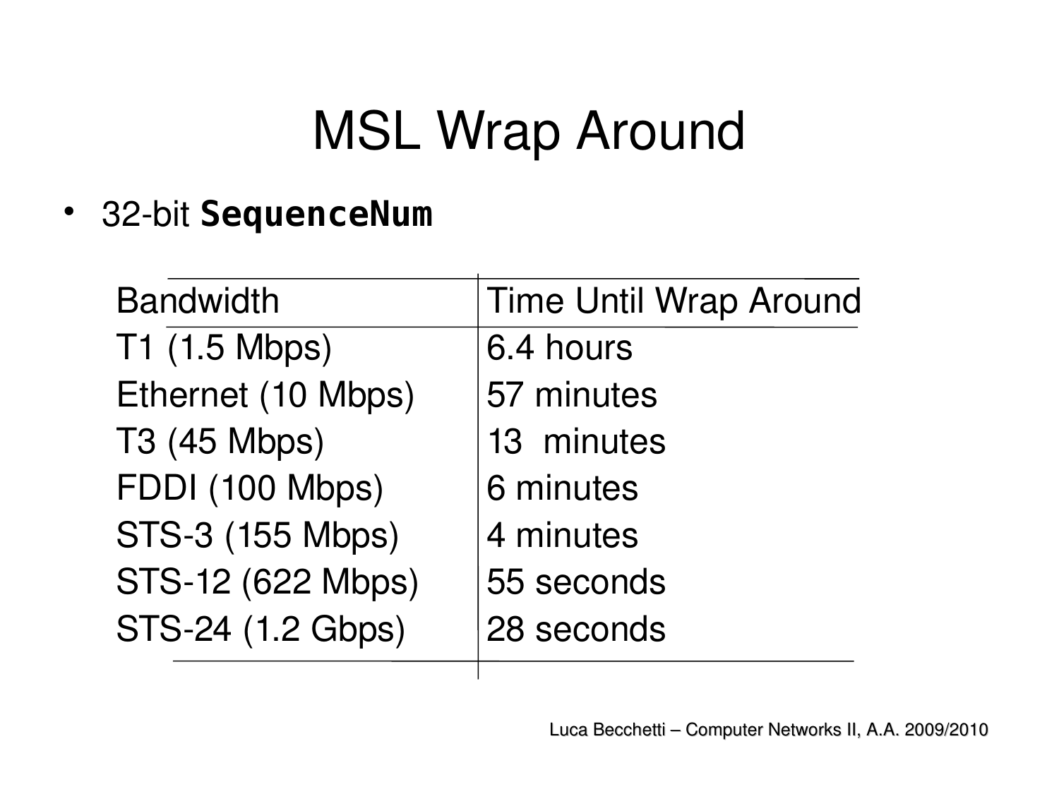# MSL Wrap Around

- 32-bit **SequenceNum**

| Bandwidth | Time Until Wrap Around |
|---|---|
| T1 (1.5 Mbps) | 6.4 hours |
| Ethernet (10 Mbps) | 57 minutes |
| T3 (45 Mbps) | 13 minutes |
| FDDI (100 Mbps) | 6 minutes |
| STS-3 (155 Mbps) | 4 minutes |
| STS-12 (622 Mbps) | 55 seconds |
| STS-24 (1.2 Gbps) | 28 seconds |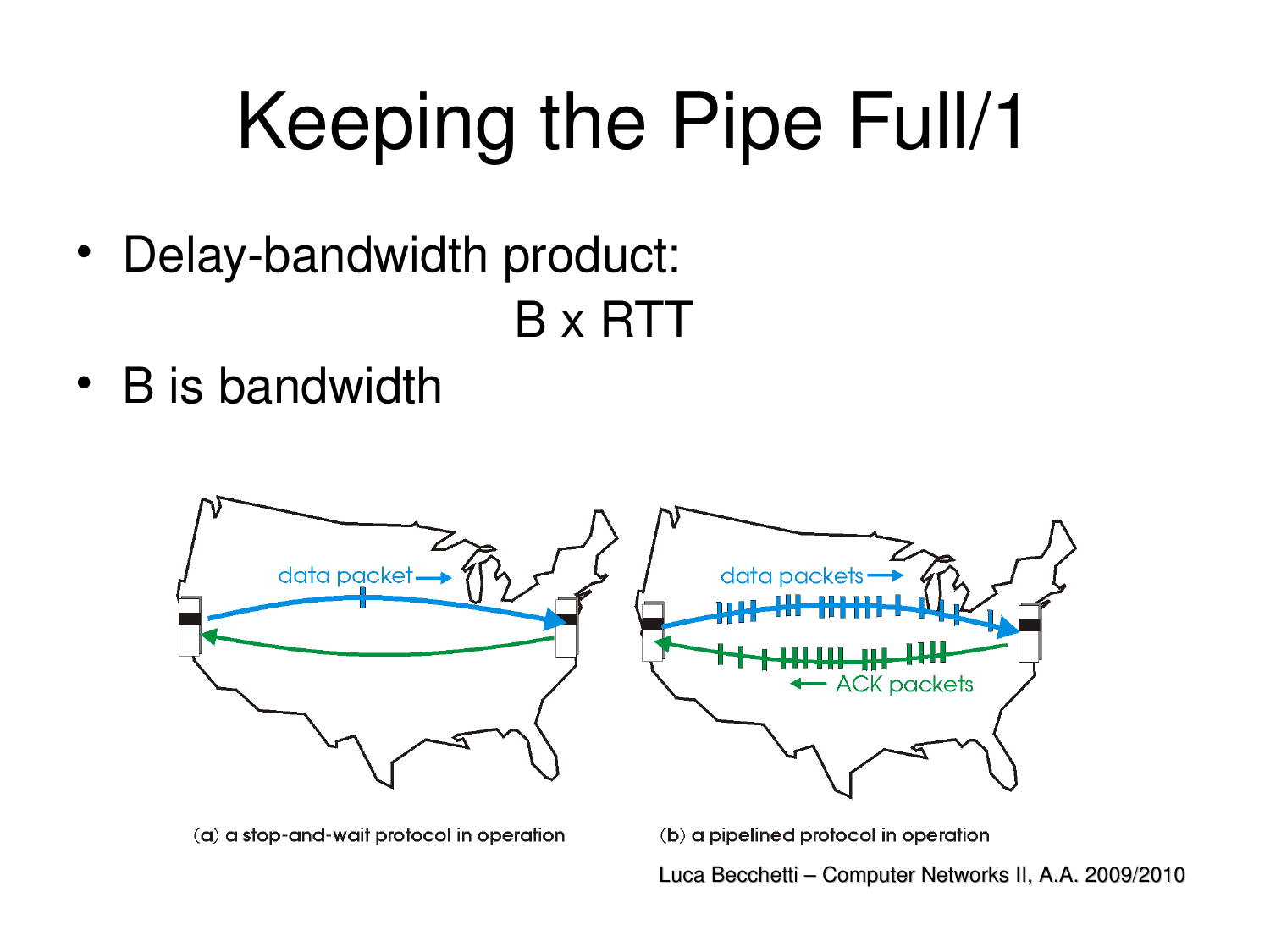# Keeping the Pipe Full/1

- Delay-bandwidth product:

  $$B \times RTT$$

- B is bandwidth

(a) a stop-and-wait protocol in operation

(b) a pipelined protocol in operation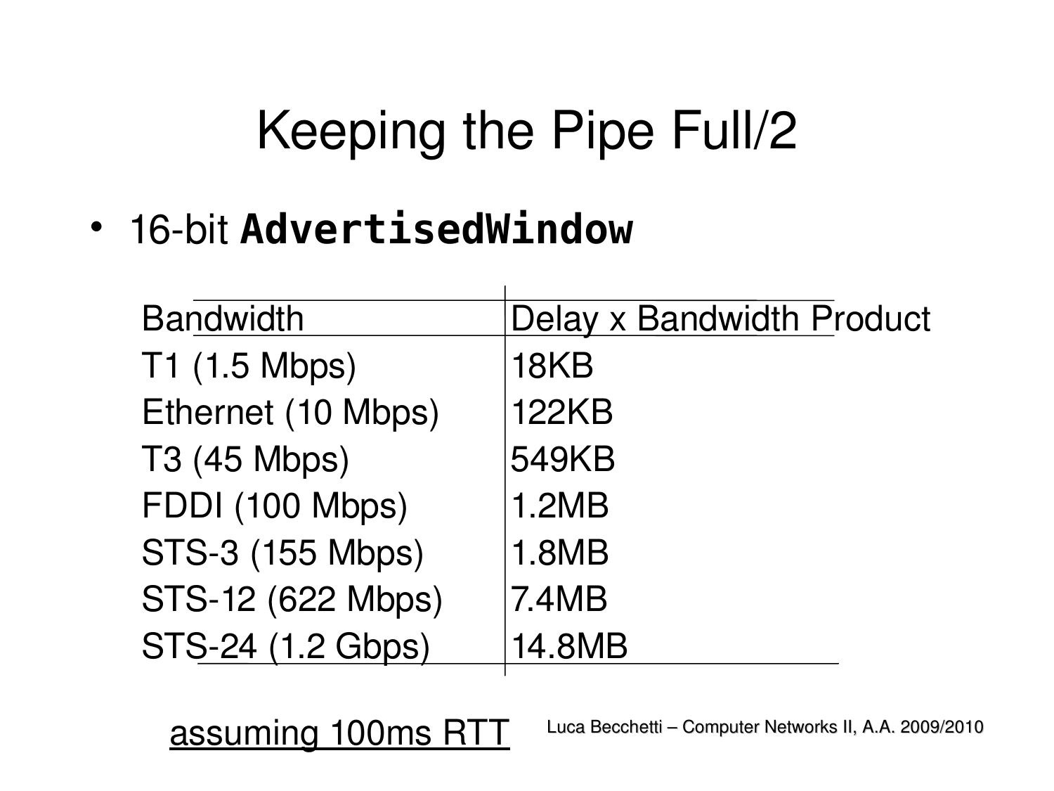# Keeping the Pipe Full/2

- 16-bit **AdvertisedWindow**

| Bandwidth | Delay x Bandwidth Product |
|---|---|
| T1 (1.5 Mbps) | 18KB |
| Ethernet (10 Mbps) | 122KB |
| T3 (45 Mbps) | 549KB |
| FDDI (100 Mbps) | 1.2MB |
| STS-3 (155 Mbps) | 1.8MB |
| STS-12 (622 Mbps) | 7.4MB |
| STS-24 (1.2 Gbps) | 14.8MB |

assuming 100ms RTT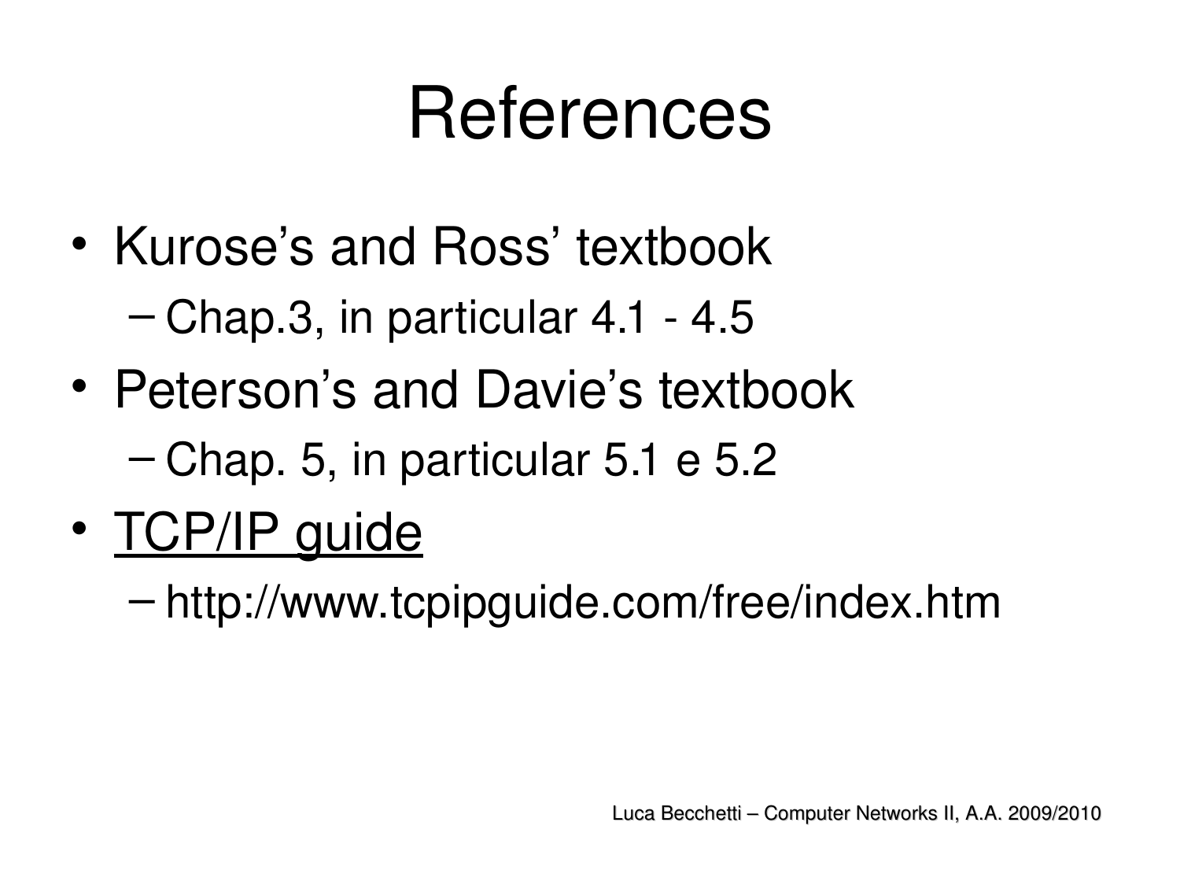# References

- Kurose's and Ross' textbook
  - Chap.3, in particular 4.1 - 4.5
- Peterson's and Davie's textbook
  - Chap. 5, in particular 5.1 e 5.2
- TCP/IP guide
  - http://www.tcpipguide.com/free/index.htm